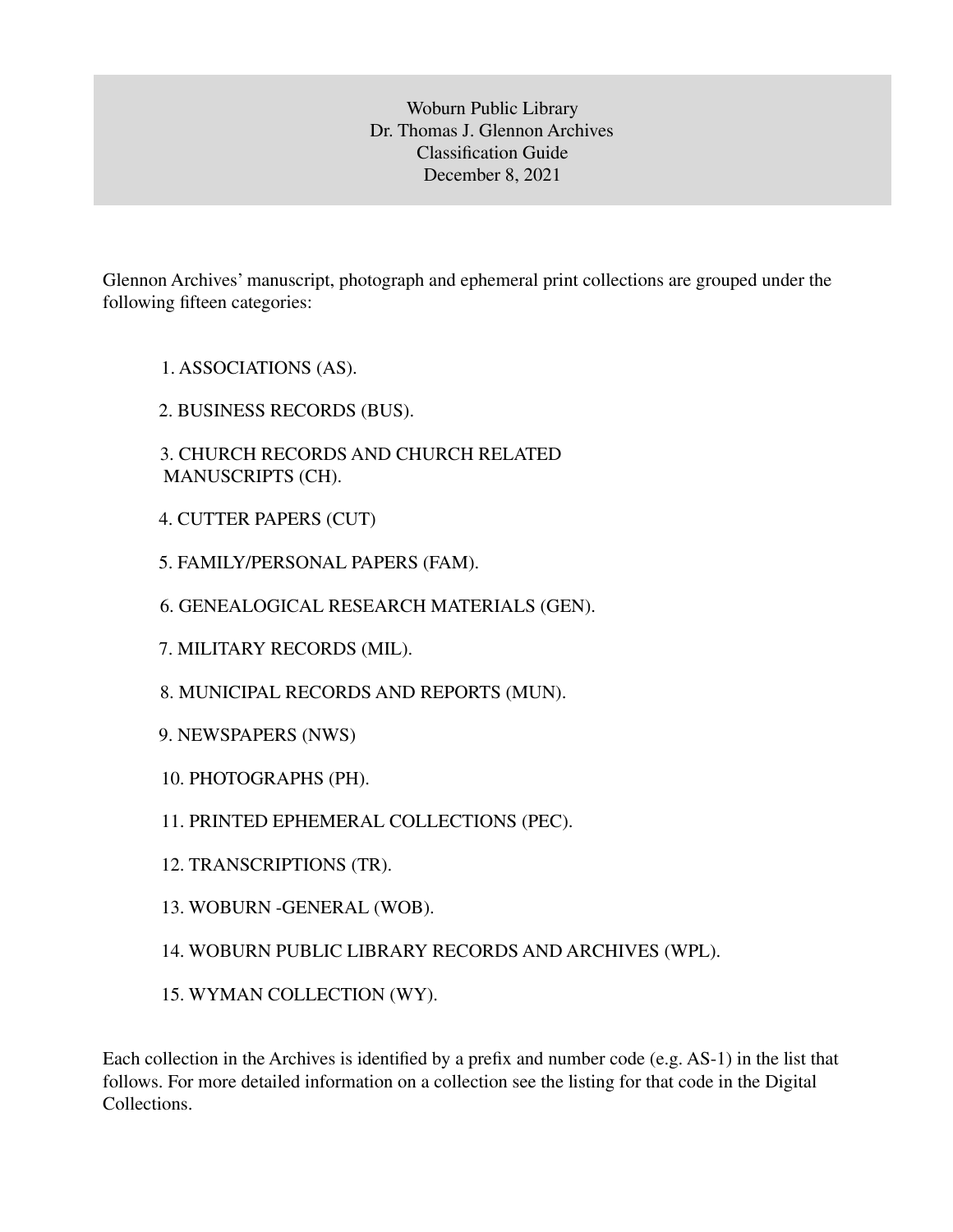# Woburn Public Library
## Dr. Thomas J. Glennon Archives
## Classification Guide
## December 8, 2021

Glennon Archives' manuscript, photograph and ephemeral print collections are grouped under the following fifteen categories:

1. ASSOCIATIONS (AS).
2. BUSINESS RECORDS (BUS).
3. CHURCH RECORDS AND CHURCH RELATED MANUSCRIPTS (CH).
4. CUTTER PAPERS (CUT)
5. FAMILY/PERSONAL PAPERS (FAM).
6. GENEALOGICAL RESEARCH MATERIALS (GEN).
7. MILITARY RECORDS (MIL).
8. MUNICIPAL RECORDS AND REPORTS (MUN).
9. NEWSPAPERS (NWS)
10. PHOTOGRAPHS (PH).
11. PRINTED EPHEMERAL COLLECTIONS (PEC).
12. TRANSCRIPTIONS (TR).
13. WOBURN -GENERAL (WOB).
14. WOBURN PUBLIC LIBRARY RECORDS AND ARCHIVES (WPL).
15. WYMAN COLLECTION (WY).

Each collection in the Archives is identified by a prefix and number code (e.g. AS-1) in the list that follows. For more detailed information on a collection see the listing for that code in the Digital Collections.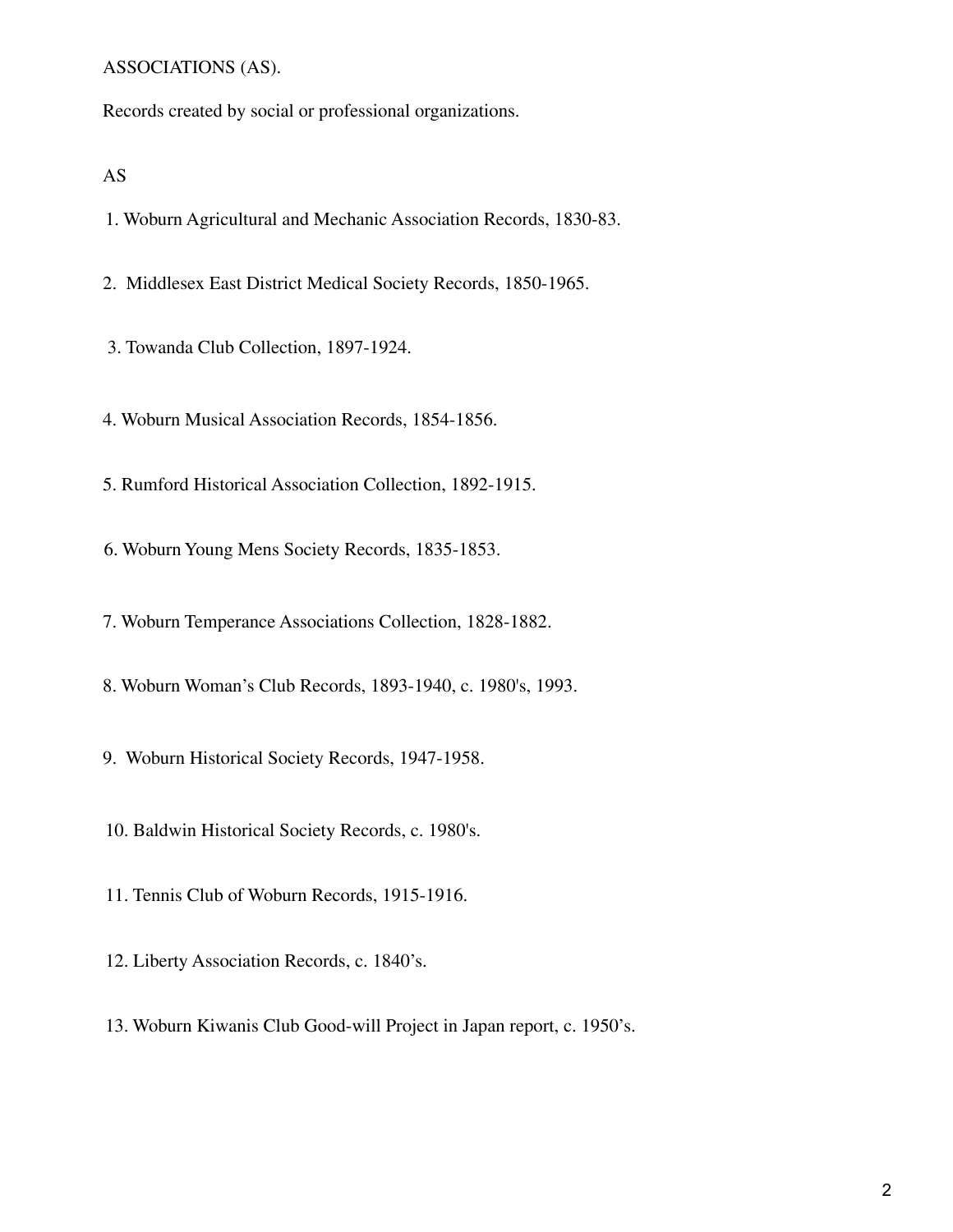## ASSOCIATIONS (AS).

Records created by social or professional organizations.

AS

1. Woburn Agricultural and Mechanic Association Records, 1830-83.
2. Middlesex East District Medical Society Records, 1850-1965.
3. Towanda Club Collection, 1897-1924.
4. Woburn Musical Association Records, 1854-1856.
5. Rumford Historical Association Collection, 1892-1915.
6. Woburn Young Mens Society Records, 1835-1853.
7. Woburn Temperance Associations Collection, 1828-1882.
8. Woburn Woman's Club Records, 1893-1940, c. 1980's, 1993.
9. Woburn Historical Society Records, 1947-1958.
10. Baldwin Historical Society Records, c. 1980's.
11. Tennis Club of Woburn Records, 1915-1916.
12. Liberty Association Records, c. 1840's.
13. Woburn Kiwanis Club Good-will Project in Japan report, c. 1950's.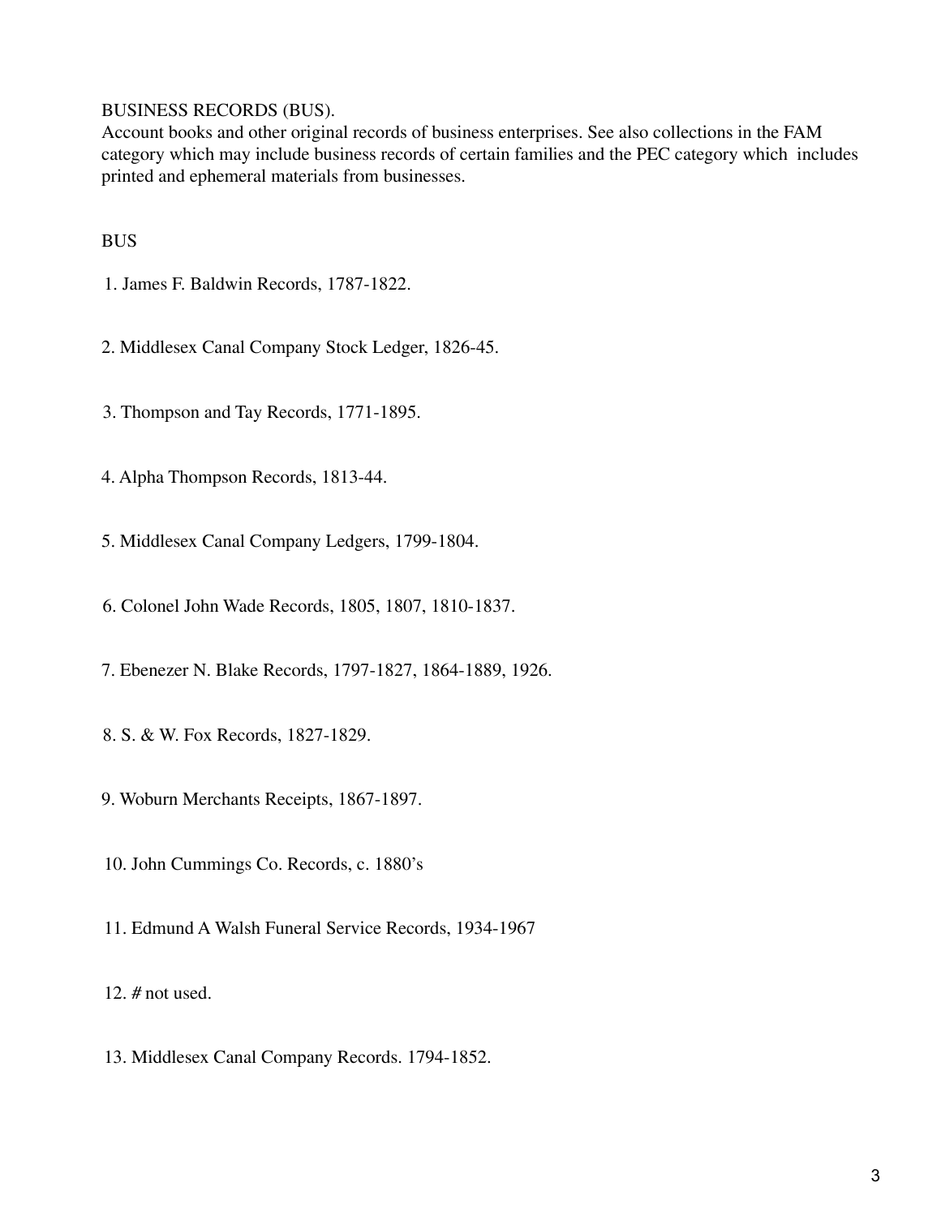BUSINESS RECORDS (BUS).

Account books and other original records of business enterprises. See also collections in the FAM category which may include business records of certain families and the PEC category which includes printed and ephemeral materials from businesses.

BUS

1. James F. Baldwin Records, 1787-1822.

2. Middlesex Canal Company Stock Ledger, 1826-45.

3. Thompson and Tay Records, 1771-1895.

4. Alpha Thompson Records, 1813-44.

5. Middlesex Canal Company Ledgers, 1799-1804.

6. Colonel John Wade Records, 1805, 1807, 1810-1837.

7. Ebenezer N. Blake Records, 1797-1827, 1864-1889, 1926.

8. S. & W. Fox Records, 1827-1829.

9. Woburn Merchants Receipts, 1867-1897.

10. John Cummings Co. Records, c. 1880's

11. Edmund A Walsh Funeral Service Records, 1934-1967

12. # not used.

13. Middlesex Canal Company Records. 1794-1852.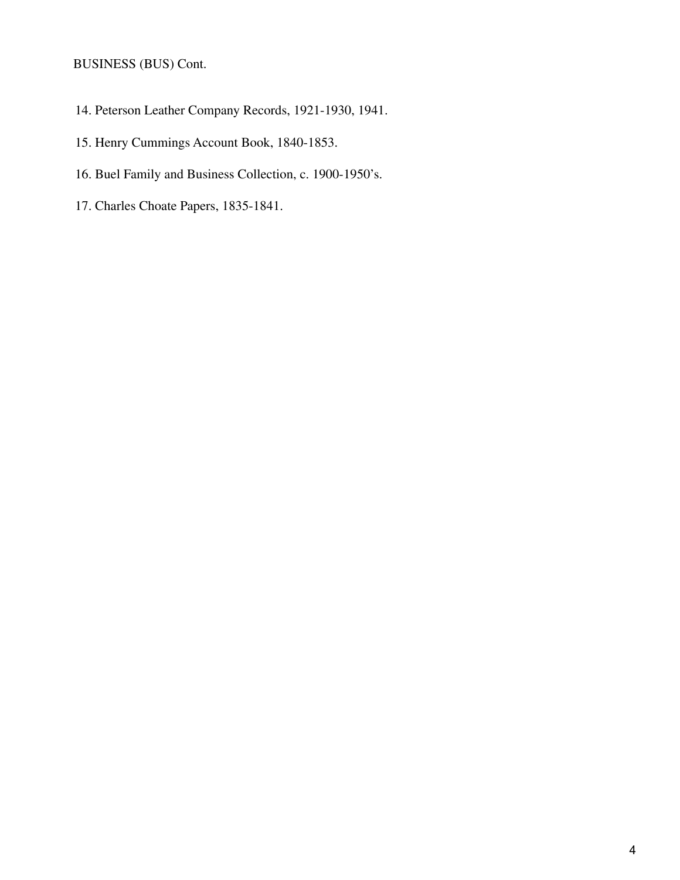BUSINESS (BUS) Cont.

14. Peterson Leather Company Records, 1921-1930, 1941.
15. Henry Cummings Account Book, 1840-1853.
16. Buel Family and Business Collection, c. 1900-1950's.
17. Charles Choate Papers, 1835-1841.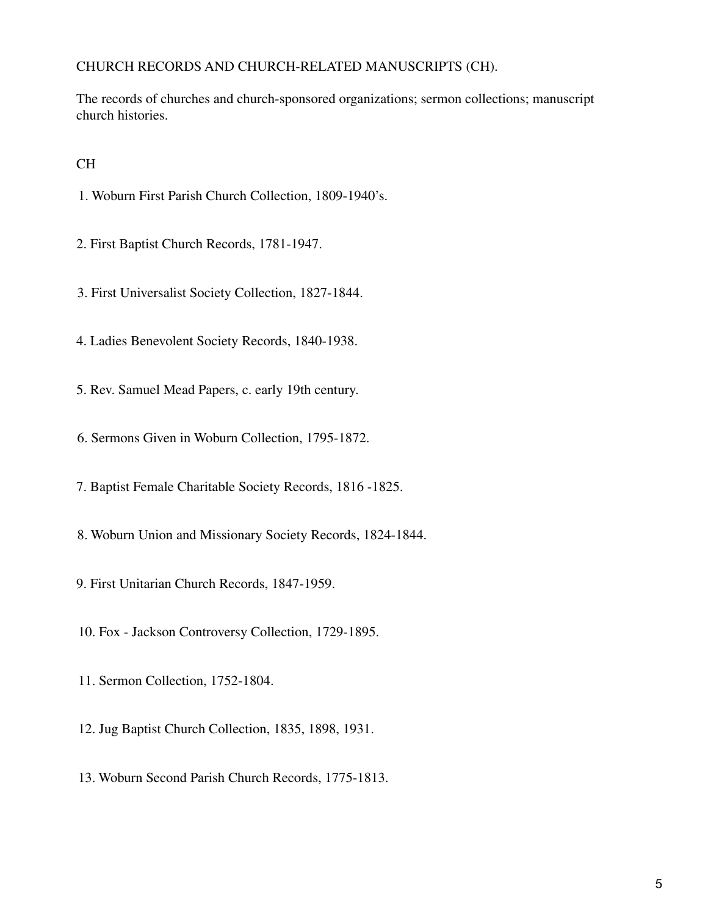CHURCH RECORDS AND CHURCH-RELATED MANUSCRIPTS (CH).

The records of churches and church-sponsored organizations; sermon collections; manuscript church histories.

CH

1. Woburn First Parish Church Collection, 1809-1940's.

2. First Baptist Church Records, 1781-1947.

3. First Universalist Society Collection, 1827-1844.

4. Ladies Benevolent Society Records, 1840-1938.

5. Rev. Samuel Mead Papers, c. early 19th century.

6. Sermons Given in Woburn Collection, 1795-1872.

7. Baptist Female Charitable Society Records, 1816 -1825.

8. Woburn Union and Missionary Society Records, 1824-1844.

9. First Unitarian Church Records, 1847-1959.

10. Fox - Jackson Controversy Collection, 1729-1895.

11. Sermon Collection, 1752-1804.

12. Jug Baptist Church Collection, 1835, 1898, 1931.

13. Woburn Second Parish Church Records, 1775-1813.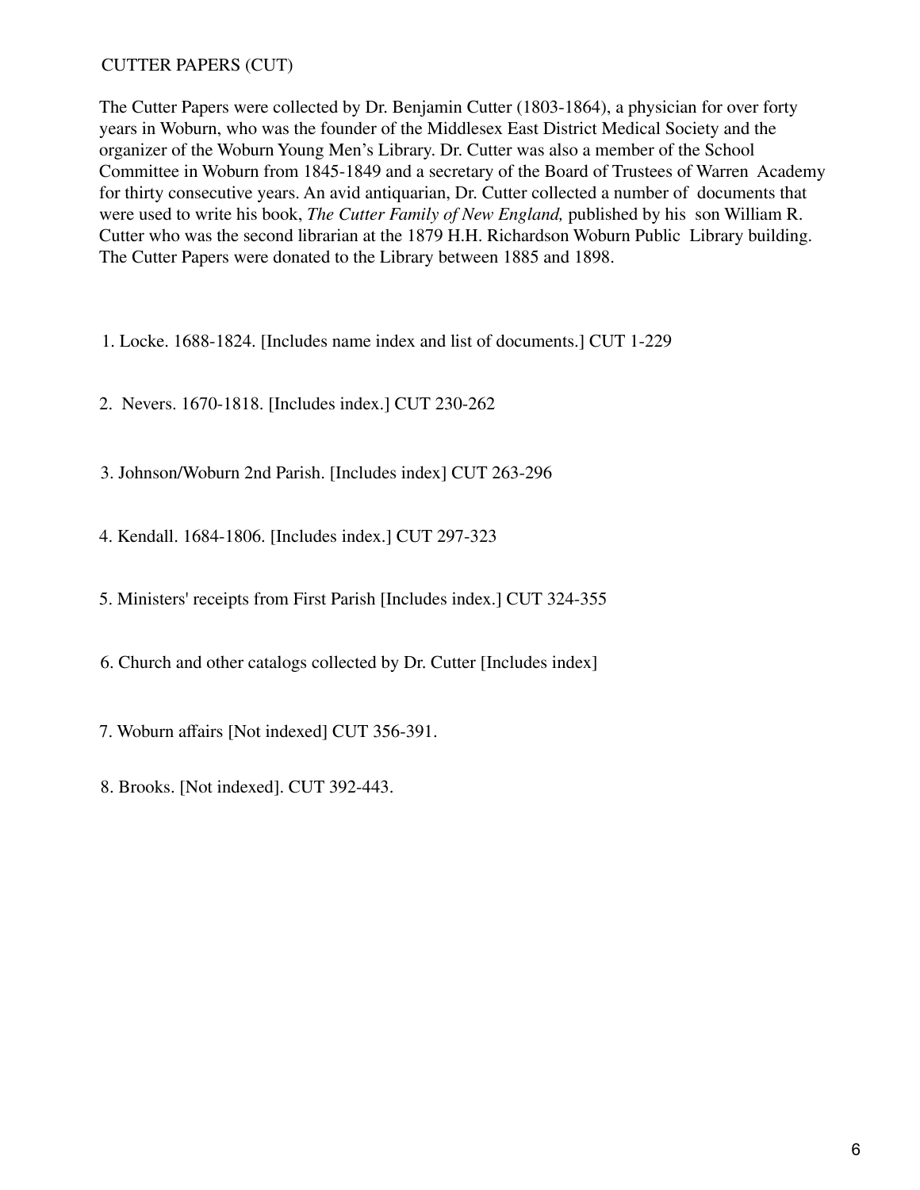## CUTTER PAPERS (CUT)

The Cutter Papers were collected by Dr. Benjamin Cutter (1803-1864), a physician for over forty years in Woburn, who was the founder of the Middlesex East District Medical Society and the organizer of the Woburn Young Men's Library. Dr. Cutter was also a member of the School Committee in Woburn from 1845-1849 and a secretary of the Board of Trustees of Warren Academy for thirty consecutive years. An avid antiquarian, Dr. Cutter collected a number of documents that were used to write his book, *The Cutter Family of New England,* published by his son William R. Cutter who was the second librarian at the 1879 H.H. Richardson Woburn Public Library building. The Cutter Papers were donated to the Library between 1885 and 1898.

1. Locke. 1688-1824. [Includes name index and list of documents.] CUT 1-229

2. Nevers. 1670-1818. [Includes index.] CUT 230-262

3. Johnson/Woburn 2nd Parish. [Includes index] CUT 263-296

4. Kendall. 1684-1806. [Includes index.] CUT 297-323

5. Ministers' receipts from First Parish [Includes index.] CUT 324-355

6. Church and other catalogs collected by Dr. Cutter [Includes index]

7. Woburn affairs [Not indexed] CUT 356-391.

8. Brooks. [Not indexed]. CUT 392-443.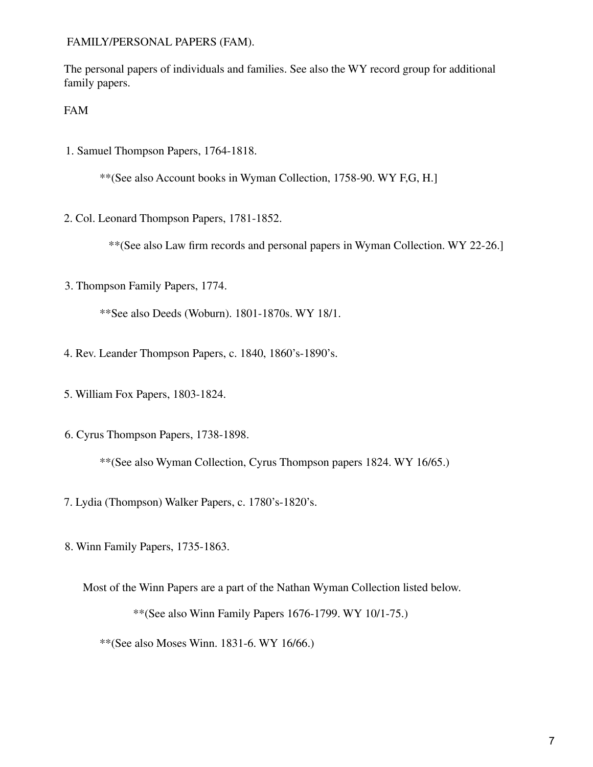# FAMILY/PERSONAL PAPERS (FAM).

The personal papers of individuals and families. See also the WY record group for additional family papers.

FAM

1. Samuel Thompson Papers, 1764-1818.

   **(See also Account books in Wyman Collection, 1758-90. WY F,G, H.]

2. Col. Leonard Thompson Papers, 1781-1852.

   **(See also Law firm records and personal papers in Wyman Collection. WY 22-26.]

3. Thompson Family Papers, 1774.

   **See also Deeds (Woburn). 1801-1870s. WY 18/1.

4. Rev. Leander Thompson Papers, c. 1840, 1860's-1890's.

5. William Fox Papers, 1803-1824.

6. Cyrus Thompson Papers, 1738-1898.

   **(See also Wyman Collection, Cyrus Thompson papers 1824. WY 16/65.)

7. Lydia (Thompson) Walker Papers, c. 1780's-1820's.

8. Winn Family Papers, 1735-1863.

   Most of the Winn Papers are a part of the Nathan Wyman Collection listed below.

   **(See also Winn Family Papers 1676-1799. WY 10/1-75.)

   **(See also Moses Winn. 1831-6. WY 16/66.)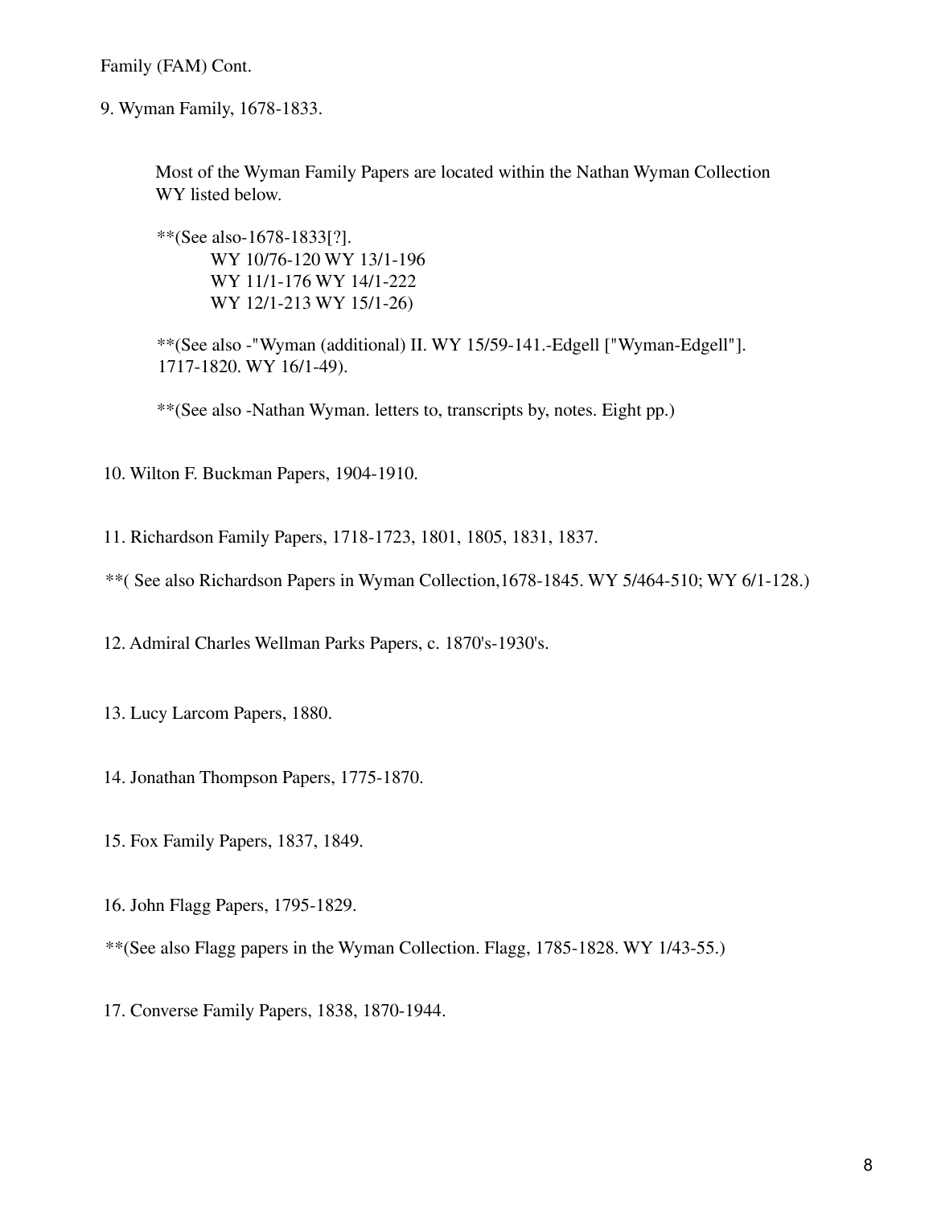Family (FAM) Cont.

9. Wyman Family, 1678-1833.

Most of the Wyman Family Papers are located within the Nathan Wyman Collection WY listed below.

**(See also-1678-1833[?].
WY 10/76-120 WY 13/1-196
WY 11/1-176 WY 14/1-222
WY 12/1-213 WY 15/1-26)

**(See also -"Wyman (additional) II. WY 15/59-141.-Edgell ["Wyman-Edgell"]. 1717-1820. WY 16/1-49).

**(See also -Nathan Wyman. letters to, transcripts by, notes. Eight pp.)

10. Wilton F. Buckman Papers, 1904-1910.

11. Richardson Family Papers, 1718-1723, 1801, 1805, 1831, 1837.

**( See also Richardson Papers in Wyman Collection,1678-1845. WY 5/464-510; WY 6/1-128.)

12. Admiral Charles Wellman Parks Papers, c. 1870's-1930's.

13. Lucy Larcom Papers, 1880.

14. Jonathan Thompson Papers, 1775-1870.

15. Fox Family Papers, 1837, 1849.

16. John Flagg Papers, 1795-1829.

**(See also Flagg papers in the Wyman Collection. Flagg, 1785-1828. WY 1/43-55.)

17. Converse Family Papers, 1838, 1870-1944.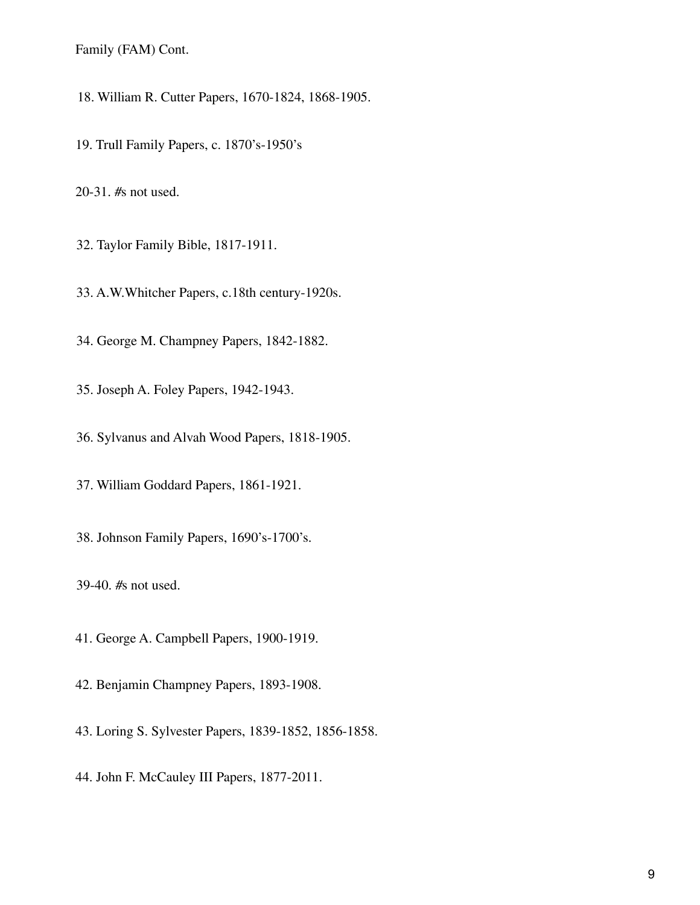Family (FAM) Cont.

18. William R. Cutter Papers, 1670-1824, 1868-1905.

19. Trull Family Papers, c. 1870's-1950's

20-31. #s not used.

32. Taylor Family Bible, 1817-1911.

33. A.W.Whitcher Papers, c.18th century-1920s.

34. George M. Champney Papers, 1842-1882.

35. Joseph A. Foley Papers, 1942-1943.

36. Sylvanus and Alvah Wood Papers, 1818-1905.

37. William Goddard Papers, 1861-1921.

38. Johnson Family Papers, 1690's-1700's.

39-40. #s not used.

41. George A. Campbell Papers, 1900-1919.

42. Benjamin Champney Papers, 1893-1908.

43. Loring S. Sylvester Papers, 1839-1852, 1856-1858.

44. John F. McCauley III Papers, 1877-2011.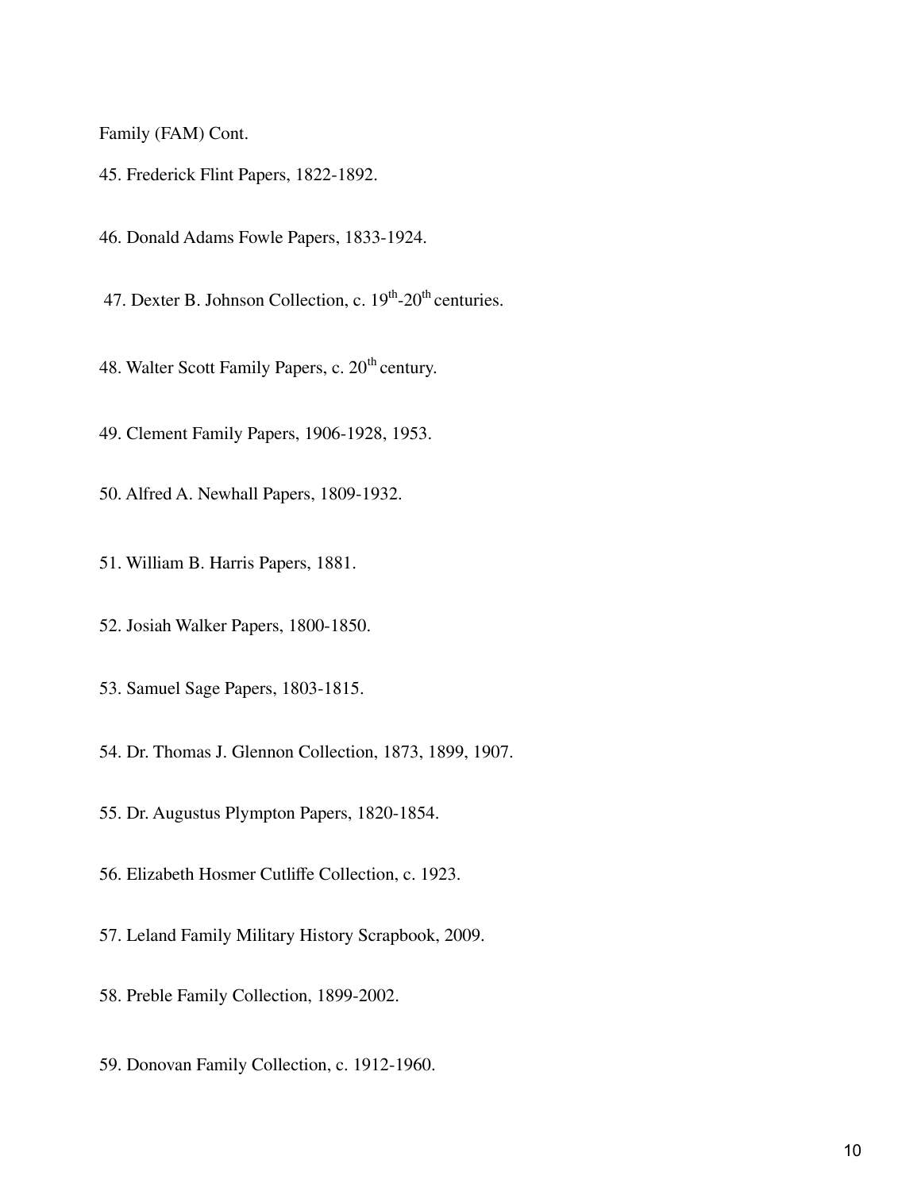Family (FAM) Cont.

45. Frederick Flint Papers, 1822-1892.

46. Donald Adams Fowle Papers, 1833-1924.

47. Dexter B. Johnson Collection, c. 19th-20th centuries.

48. Walter Scott Family Papers, c. 20th century.

49. Clement Family Papers, 1906-1928, 1953.

50. Alfred A. Newhall Papers, 1809-1932.

51. William B. Harris Papers, 1881.

52. Josiah Walker Papers, 1800-1850.

53. Samuel Sage Papers, 1803-1815.

54. Dr. Thomas J. Glennon Collection, 1873, 1899, 1907.

55. Dr. Augustus Plympton Papers, 1820-1854.

56. Elizabeth Hosmer Cutliffe Collection, c. 1923.

57. Leland Family Military History Scrapbook, 2009.

58. Preble Family Collection, 1899-2002.

59. Donovan Family Collection, c. 1912-1960.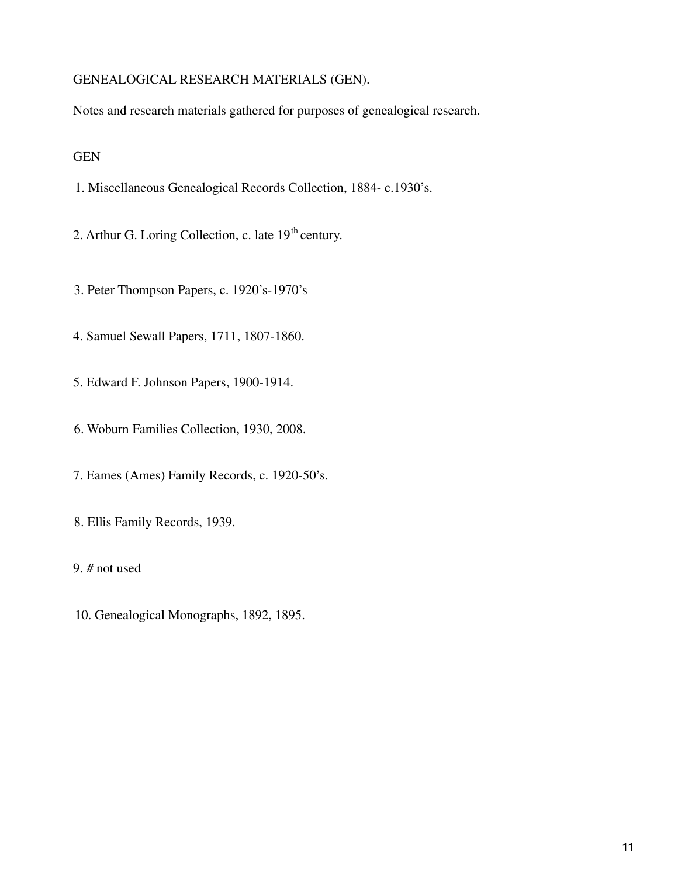GENEALOGICAL RESEARCH MATERIALS (GEN).

Notes and research materials gathered for purposes of genealogical research.

GEN

1. Miscellaneous Genealogical Records Collection, 1884- c.1930's.

2. Arthur G. Loring Collection, c. late 19th century.

3. Peter Thompson Papers, c. 1920's-1970's

4. Samuel Sewall Papers, 1711, 1807-1860.

5. Edward F. Johnson Papers, 1900-1914.

6. Woburn Families Collection, 1930, 2008.

7. Eames (Ames) Family Records, c. 1920-50's.

8. Ellis Family Records, 1939.

9. # not used

10. Genealogical Monographs, 1892, 1895.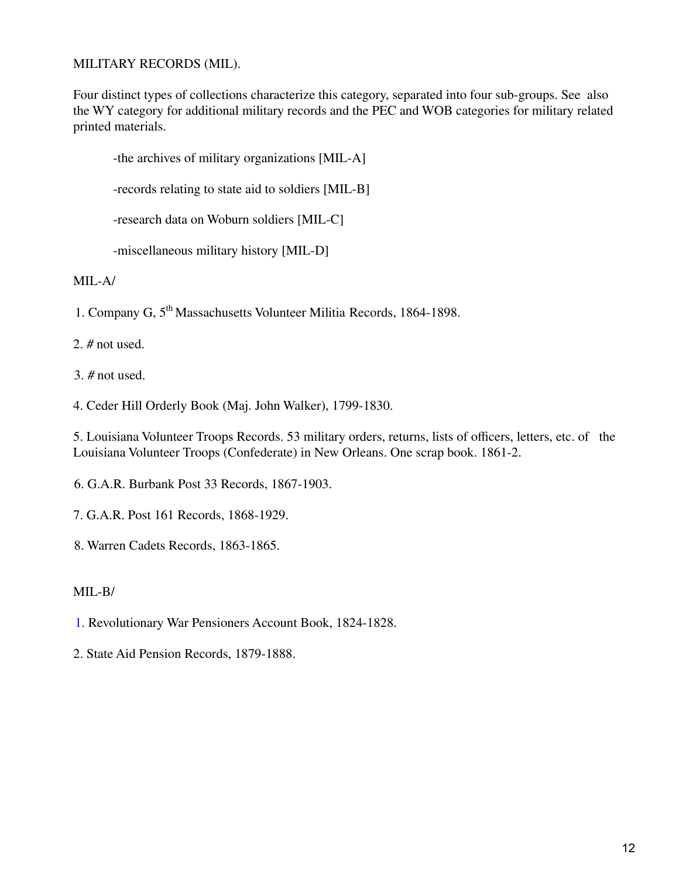MILITARY RECORDS (MIL).

Four distinct types of collections characterize this category, separated into four sub-groups. See also the WY category for additional military records and the PEC and WOB categories for military related printed materials.

-the archives of military organizations [MIL-A]

-records relating to state aid to soldiers [MIL-B]

-research data on Woburn soldiers [MIL-C]

-miscellaneous military history [MIL-D]

MIL-A/

1. Company G, 5th Massachusetts Volunteer Militia Records, 1864-1898.

2. # not used.

3. # not used.

4. Ceder Hill Orderly Book (Maj. John Walker), 1799-1830.

5. Louisiana Volunteer Troops Records. 53 military orders, returns, lists of officers, letters, etc. of the Louisiana Volunteer Troops (Confederate) in New Orleans. One scrap book. 1861-2.

6. G.A.R. Burbank Post 33 Records, 1867-1903.

7. G.A.R. Post 161 Records, 1868-1929.

8. Warren Cadets Records, 1863-1865.

MIL-B/

1. Revolutionary War Pensioners Account Book, 1824-1828.

2. State Aid Pension Records, 1879-1888.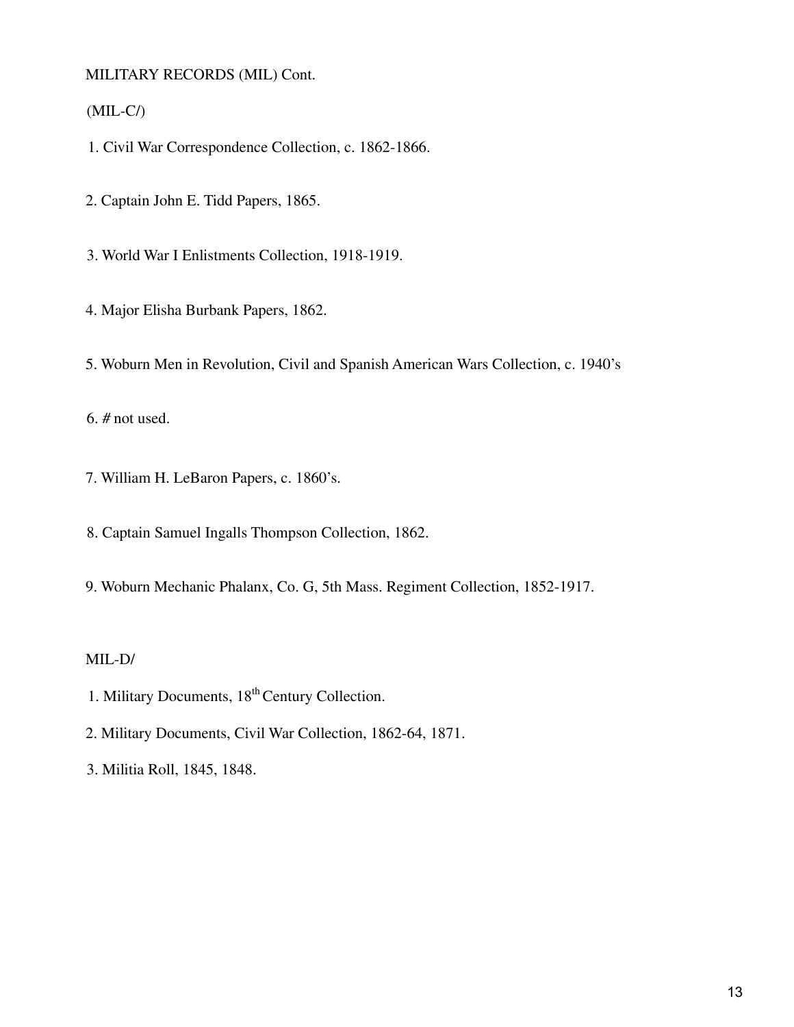MILITARY RECORDS (MIL) Cont.

(MIL-C/)

1. Civil War Correspondence Collection, c. 1862-1866.

2. Captain John E. Tidd Papers, 1865.

3. World War I Enlistments Collection, 1918-1919.

4. Major Elisha Burbank Papers, 1862.

5. Woburn Men in Revolution, Civil and Spanish American Wars Collection, c. 1940's

6. # not used.

7. William H. LeBaron Papers, c. 1860's.

8. Captain Samuel Ingalls Thompson Collection, 1862.

9. Woburn Mechanic Phalanx, Co. G, 5th Mass. Regiment Collection, 1852-1917.

MIL-D/

1. Military Documents, 18th Century Collection.

2. Military Documents, Civil War Collection, 1862-64, 1871.

3. Militia Roll, 1845, 1848.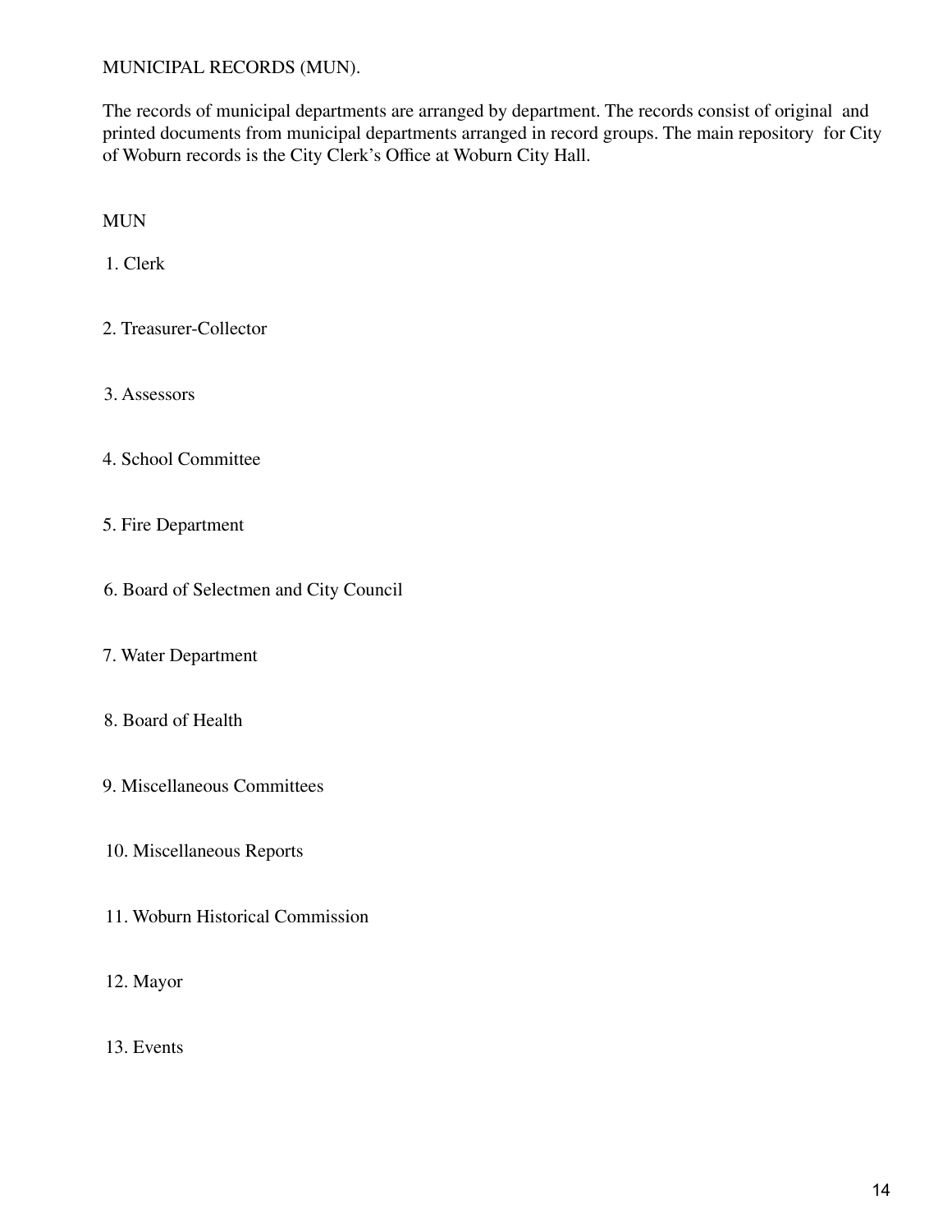MUNICIPAL RECORDS (MUN).

The records of municipal departments are arranged by department. The records consist of original and printed documents from municipal departments arranged in record groups. The main repository for City of Woburn records is the City Clerk's Office at Woburn City Hall.

MUN

1. Clerk

2. Treasurer-Collector

3. Assessors

4. School Committee

5. Fire Department

6. Board of Selectmen and City Council

7. Water Department

8. Board of Health

9. Miscellaneous Committees

10. Miscellaneous Reports

11. Woburn Historical Commission

12. Mayor

13. Events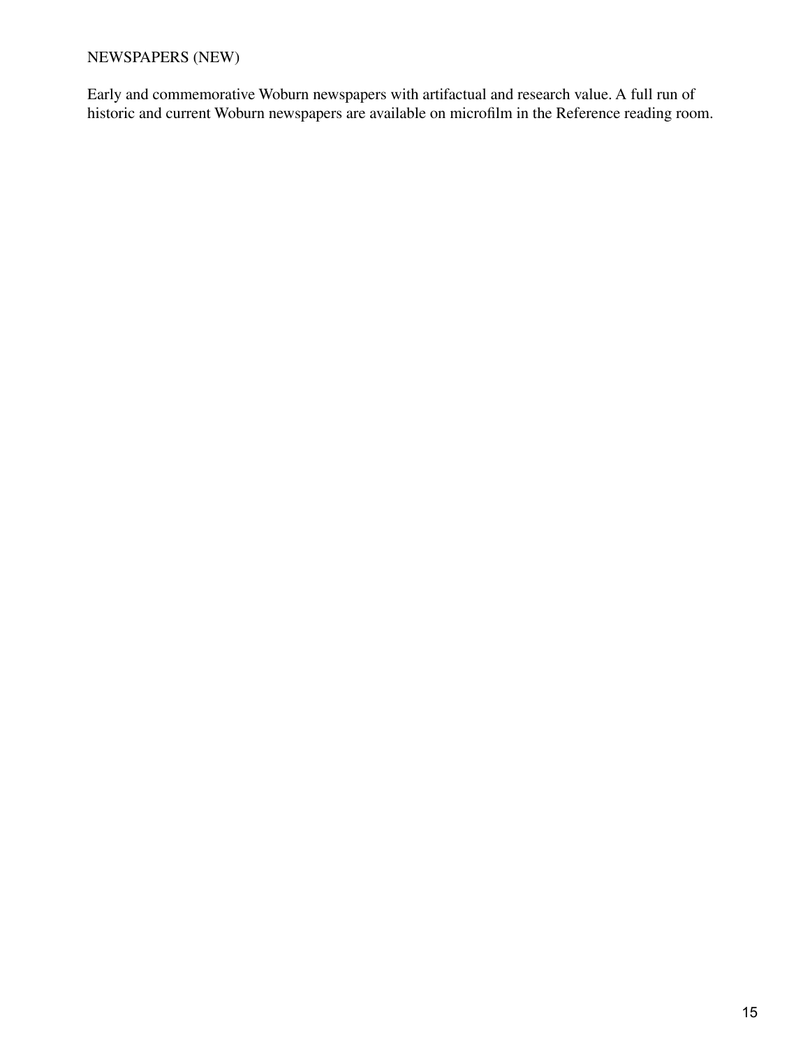## NEWSPAPERS (NEW)

Early and commemorative Woburn newspapers with artifactual and research value. A full run of historic and current Woburn newspapers are available on microfilm in the Reference reading room.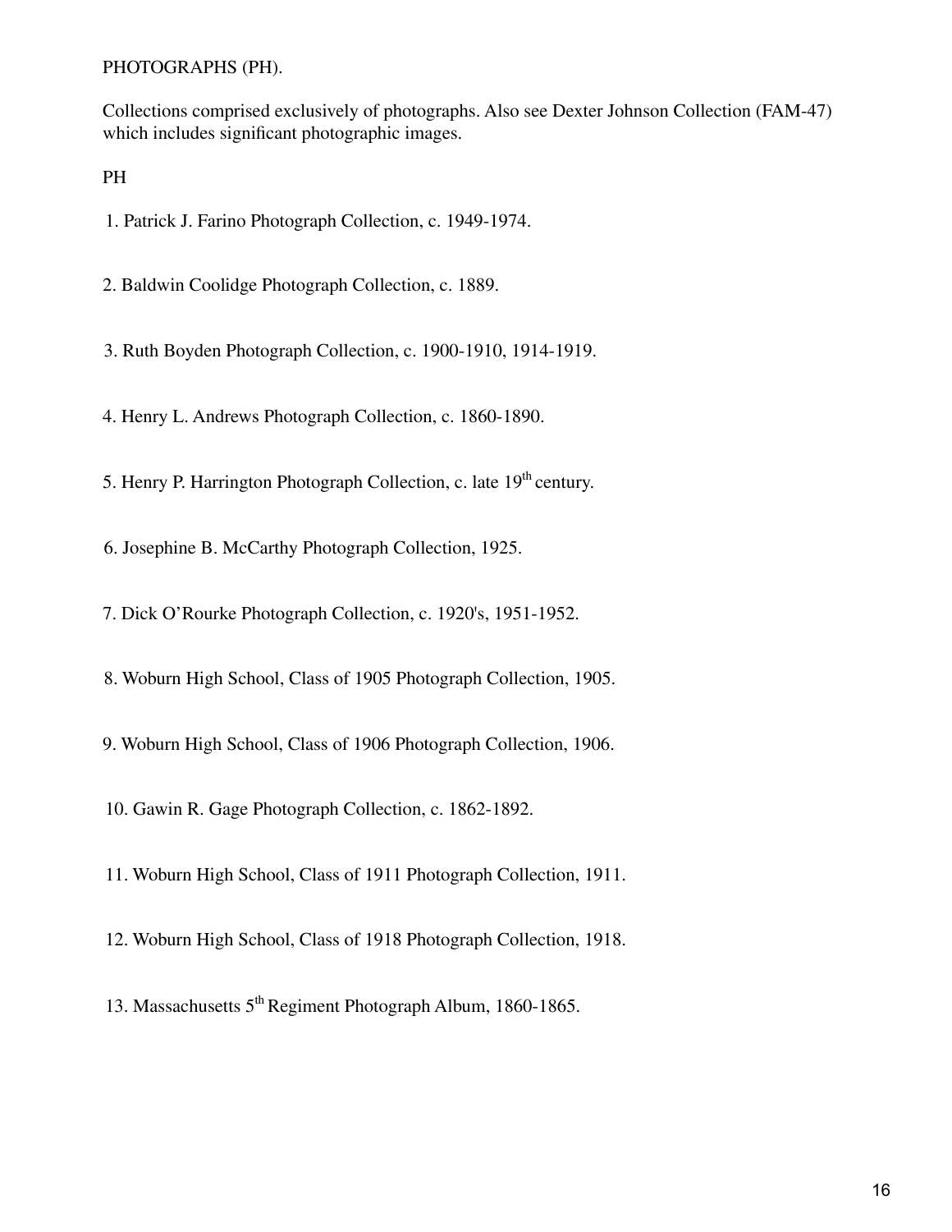PHOTOGRAPHS (PH).

Collections comprised exclusively of photographs. Also see Dexter Johnson Collection (FAM-47) which includes significant photographic images.

PH

1. Patrick J. Farino Photograph Collection, c. 1949-1974.

2. Baldwin Coolidge Photograph Collection, c. 1889.

3. Ruth Boyden Photograph Collection, c. 1900-1910, 1914-1919.

4. Henry L. Andrews Photograph Collection, c. 1860-1890.

5. Henry P. Harrington Photograph Collection, c. late 19th century.

6. Josephine B. McCarthy Photograph Collection, 1925.

7. Dick O'Rourke Photograph Collection, c. 1920's, 1951-1952.

8. Woburn High School, Class of 1905 Photograph Collection, 1905.

9. Woburn High School, Class of 1906 Photograph Collection, 1906.

10. Gawin R. Gage Photograph Collection, c. 1862-1892.

11. Woburn High School, Class of 1911 Photograph Collection, 1911.

12. Woburn High School, Class of 1918 Photograph Collection, 1918.

13. Massachusetts 5th Regiment Photograph Album, 1860-1865.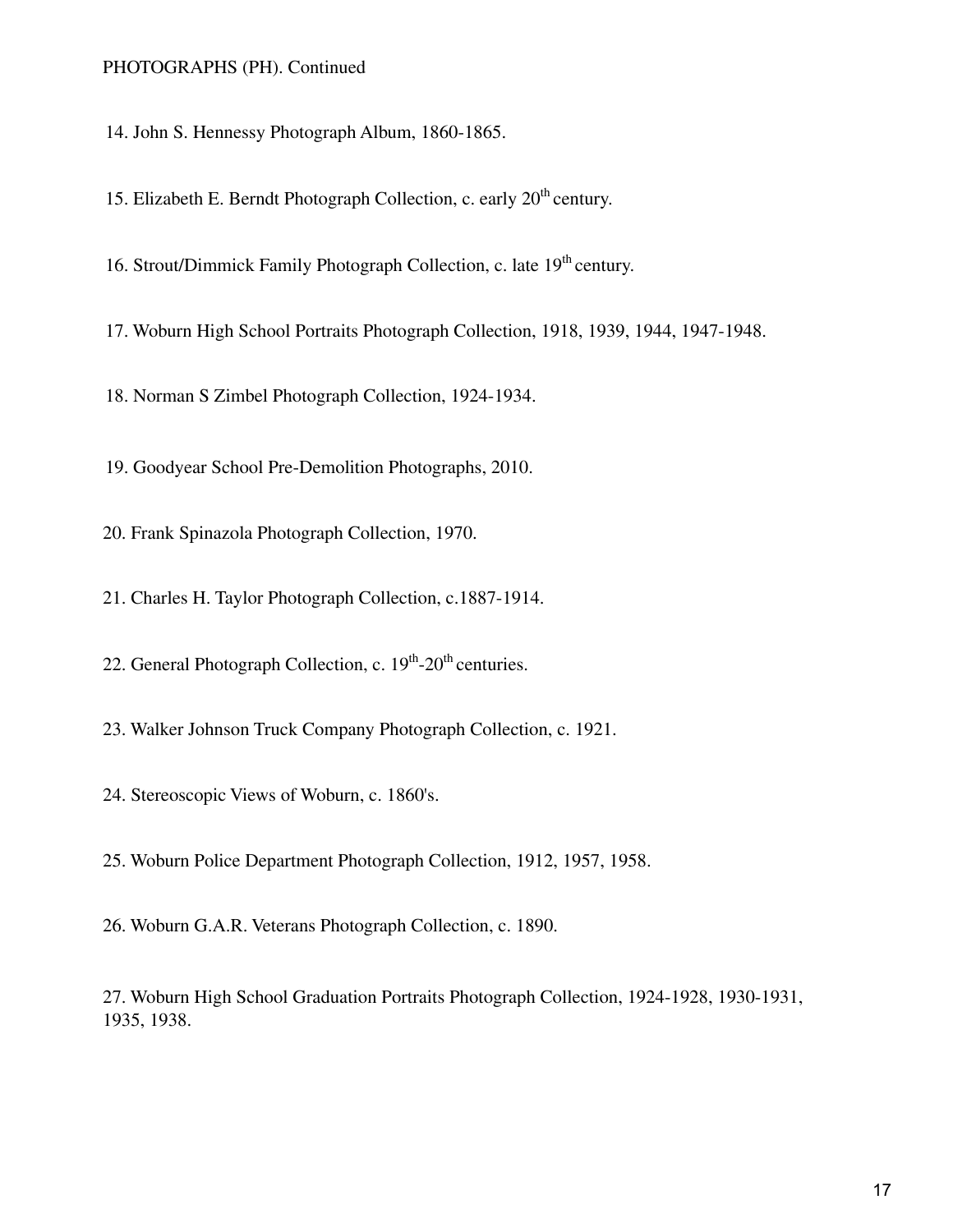PHOTOGRAPHS (PH). Continued

14. John S. Hennessy Photograph Album, 1860-1865.

15. Elizabeth E. Berndt Photograph Collection, c. early 20th century.

16. Strout/Dimmick Family Photograph Collection, c. late 19th century.

17. Woburn High School Portraits Photograph Collection, 1918, 1939, 1944, 1947-1948.

18. Norman S Zimbel Photograph Collection, 1924-1934.

19. Goodyear School Pre-Demolition Photographs, 2010.

20. Frank Spinazola Photograph Collection, 1970.

21. Charles H. Taylor Photograph Collection, c.1887-1914.

22. General Photograph Collection, c. 19th-20th centuries.

23. Walker Johnson Truck Company Photograph Collection, c. 1921.

24. Stereoscopic Views of Woburn, c. 1860's.

25. Woburn Police Department Photograph Collection, 1912, 1957, 1958.

26. Woburn G.A.R. Veterans Photograph Collection, c. 1890.

27. Woburn High School Graduation Portraits Photograph Collection, 1924-1928, 1930-1931, 1935, 1938.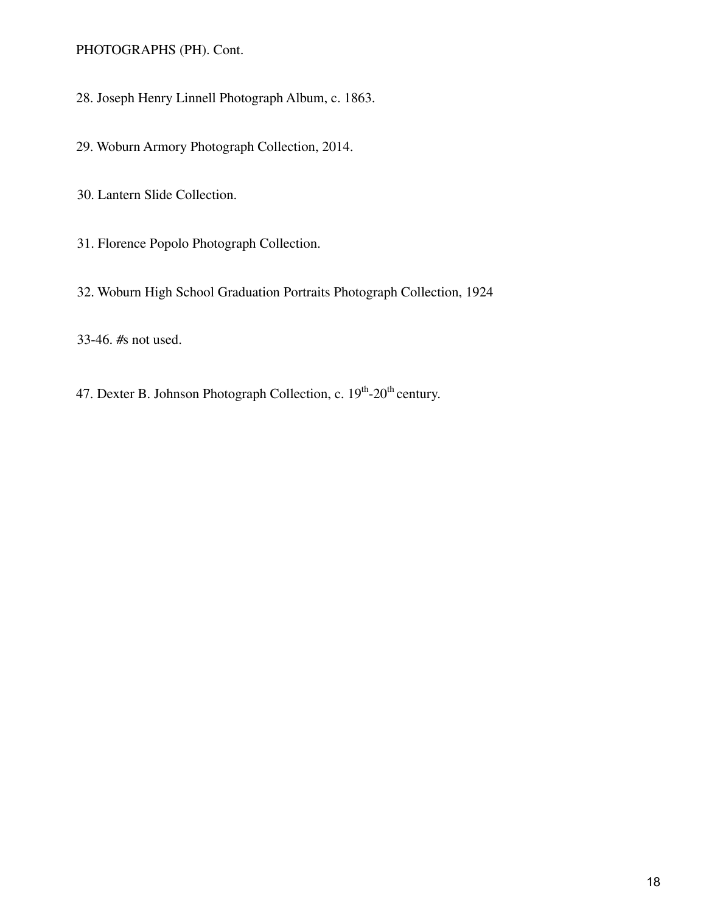PHOTOGRAPHS (PH). Cont.

28. Joseph Henry Linnell Photograph Album, c. 1863.

29. Woburn Armory Photograph Collection, 2014.

30. Lantern Slide Collection.

31. Florence Popolo Photograph Collection.

32. Woburn High School Graduation Portraits Photograph Collection, 1924

33-46. #s not used.

47. Dexter B. Johnson Photograph Collection, c. 19th-20th century.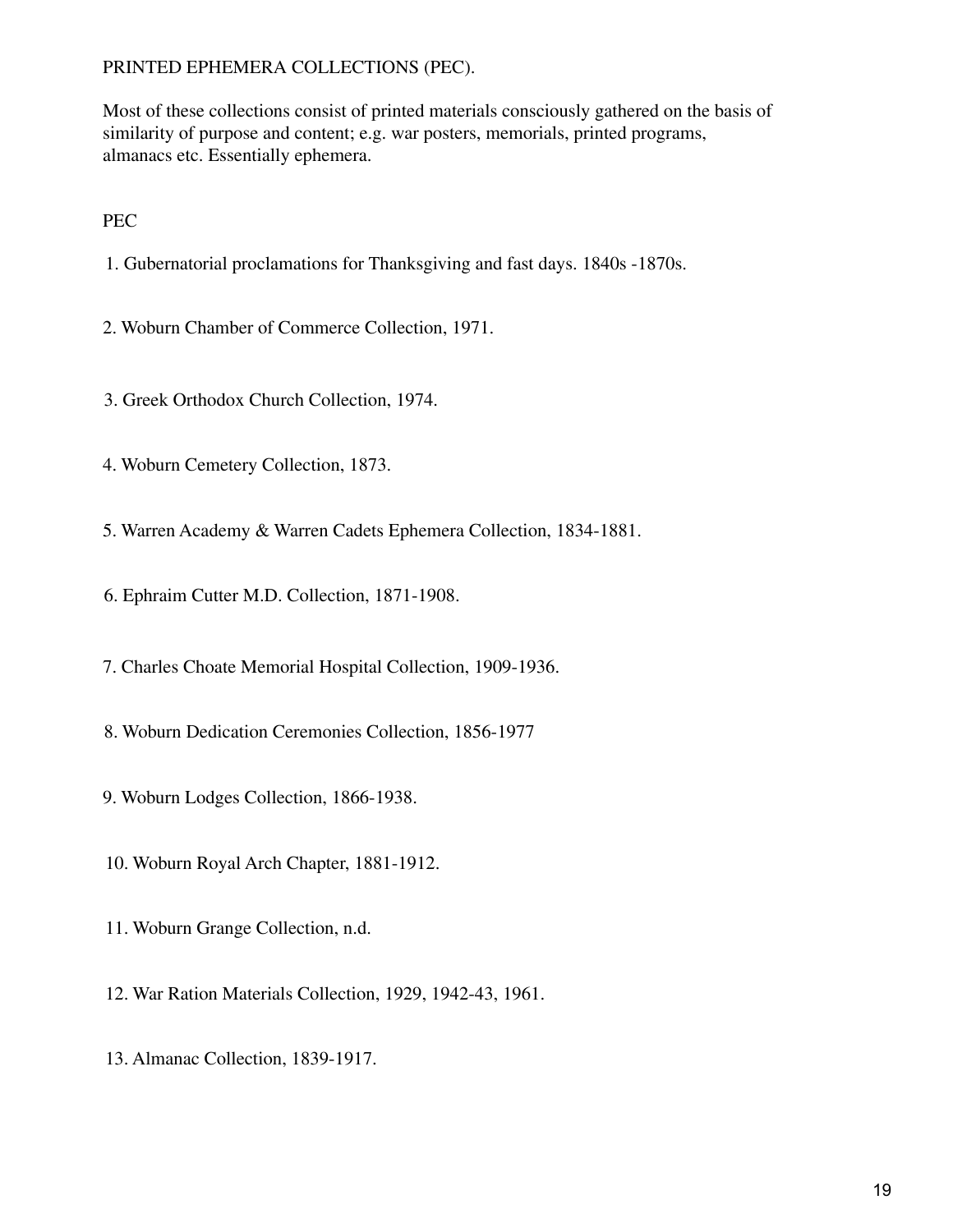# PRINTED EPHEMERA COLLECTIONS (PEC).

Most of these collections consist of printed materials consciously gathered on the basis of similarity of purpose and content; e.g. war posters, memorials, printed programs, almanacs etc. Essentially ephemera.

## PEC

1. Gubernatorial proclamations for Thanksgiving and fast days. 1840s -1870s.

2. Woburn Chamber of Commerce Collection, 1971.

3. Greek Orthodox Church Collection, 1974.

4. Woburn Cemetery Collection, 1873.

5. Warren Academy & Warren Cadets Ephemera Collection, 1834-1881.

6. Ephraim Cutter M.D. Collection, 1871-1908.

7. Charles Choate Memorial Hospital Collection, 1909-1936.

8. Woburn Dedication Ceremonies Collection, 1856-1977

9. Woburn Lodges Collection, 1866-1938.

10. Woburn Royal Arch Chapter, 1881-1912.

11. Woburn Grange Collection, n.d.

12. War Ration Materials Collection, 1929, 1942-43, 1961.

13. Almanac Collection, 1839-1917.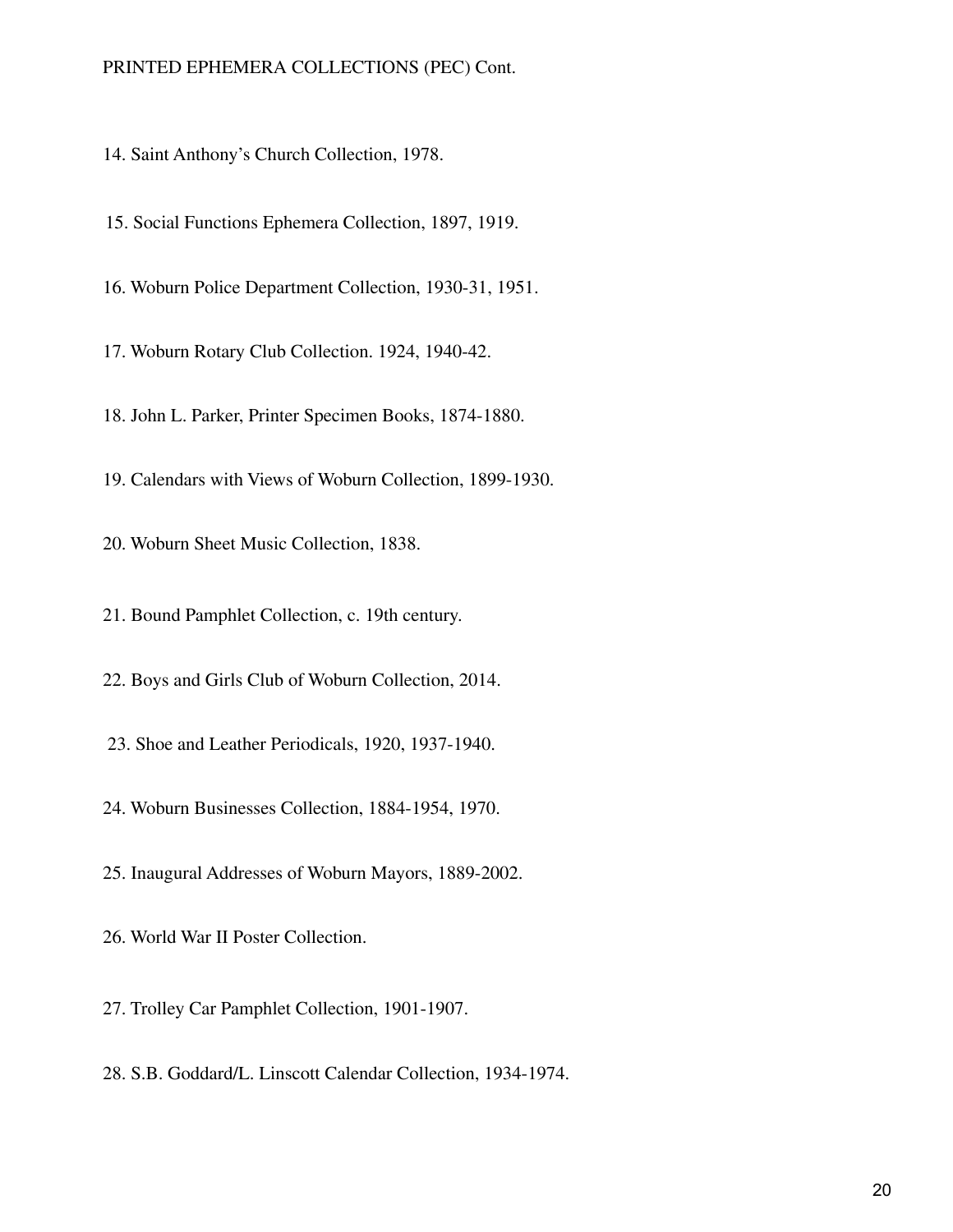PRINTED EPHEMERA COLLECTIONS (PEC) Cont.

14. Saint Anthony's Church Collection, 1978.

15. Social Functions Ephemera Collection, 1897, 1919.

16. Woburn Police Department Collection, 1930-31, 1951.

17. Woburn Rotary Club Collection. 1924, 1940-42.

18. John L. Parker, Printer Specimen Books, 1874-1880.

19. Calendars with Views of Woburn Collection, 1899-1930.

20. Woburn Sheet Music Collection, 1838.

21. Bound Pamphlet Collection, c. 19th century.

22. Boys and Girls Club of Woburn Collection, 2014.

23. Shoe and Leather Periodicals, 1920, 1937-1940.

24. Woburn Businesses Collection, 1884-1954, 1970.

25. Inaugural Addresses of Woburn Mayors, 1889-2002.

26. World War II Poster Collection.

27. Trolley Car Pamphlet Collection, 1901-1907.

28. S.B. Goddard/L. Linscott Calendar Collection, 1934-1974.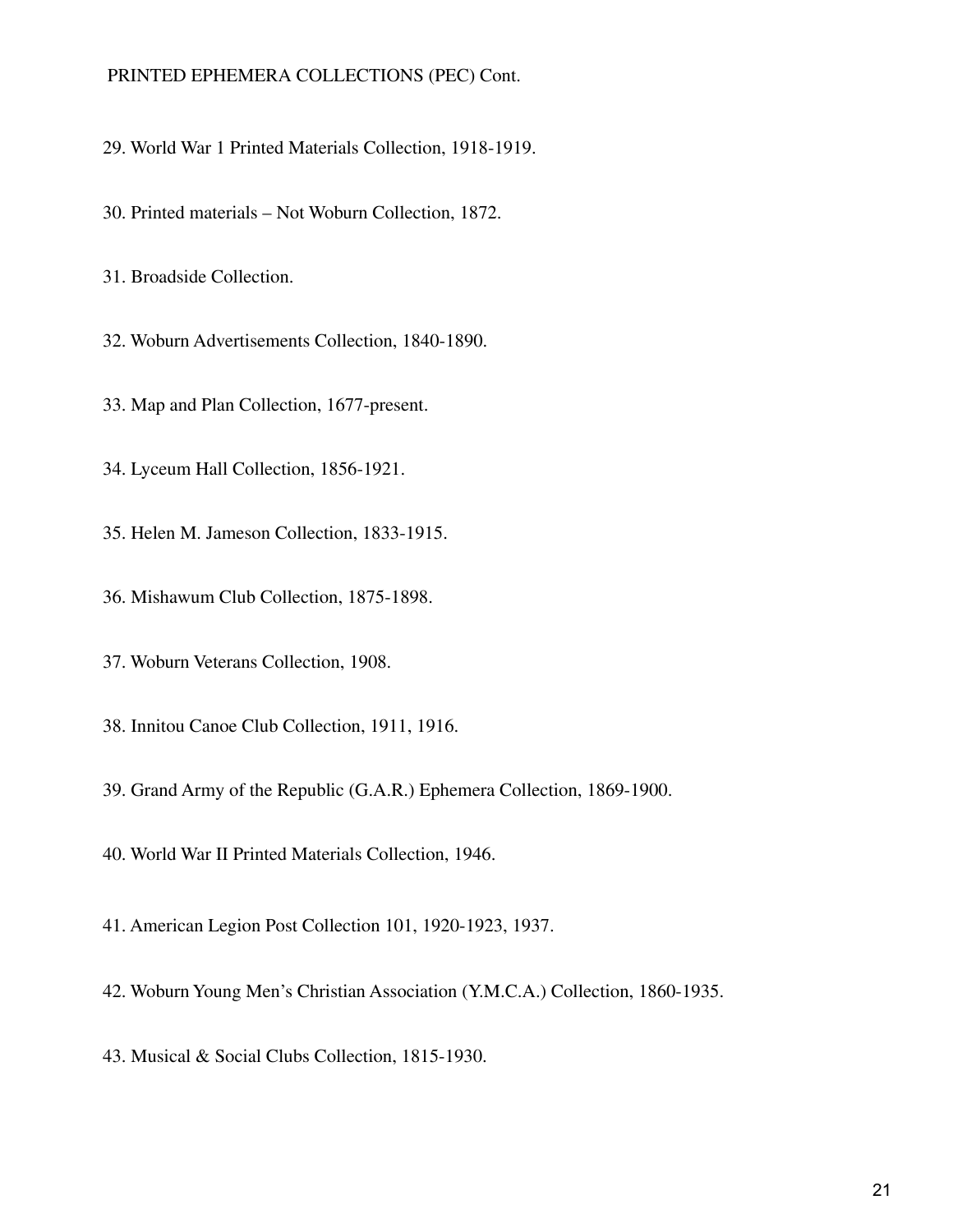PRINTED EPHEMERA COLLECTIONS (PEC) Cont.

29. World War 1 Printed Materials Collection, 1918-1919.

30. Printed materials – Not Woburn Collection, 1872.

31. Broadside Collection.

32. Woburn Advertisements Collection, 1840-1890.

33. Map and Plan Collection, 1677-present.

34. Lyceum Hall Collection, 1856-1921.

35. Helen M. Jameson Collection, 1833-1915.

36. Mishawum Club Collection, 1875-1898.

37. Woburn Veterans Collection, 1908.

38. Innitou Canoe Club Collection, 1911, 1916.

39. Grand Army of the Republic (G.A.R.) Ephemera Collection, 1869-1900.

40. World War II Printed Materials Collection, 1946.

41. American Legion Post Collection 101, 1920-1923, 1937.

42. Woburn Young Men's Christian Association (Y.M.C.A.) Collection, 1860-1935.

43. Musical & Social Clubs Collection, 1815-1930.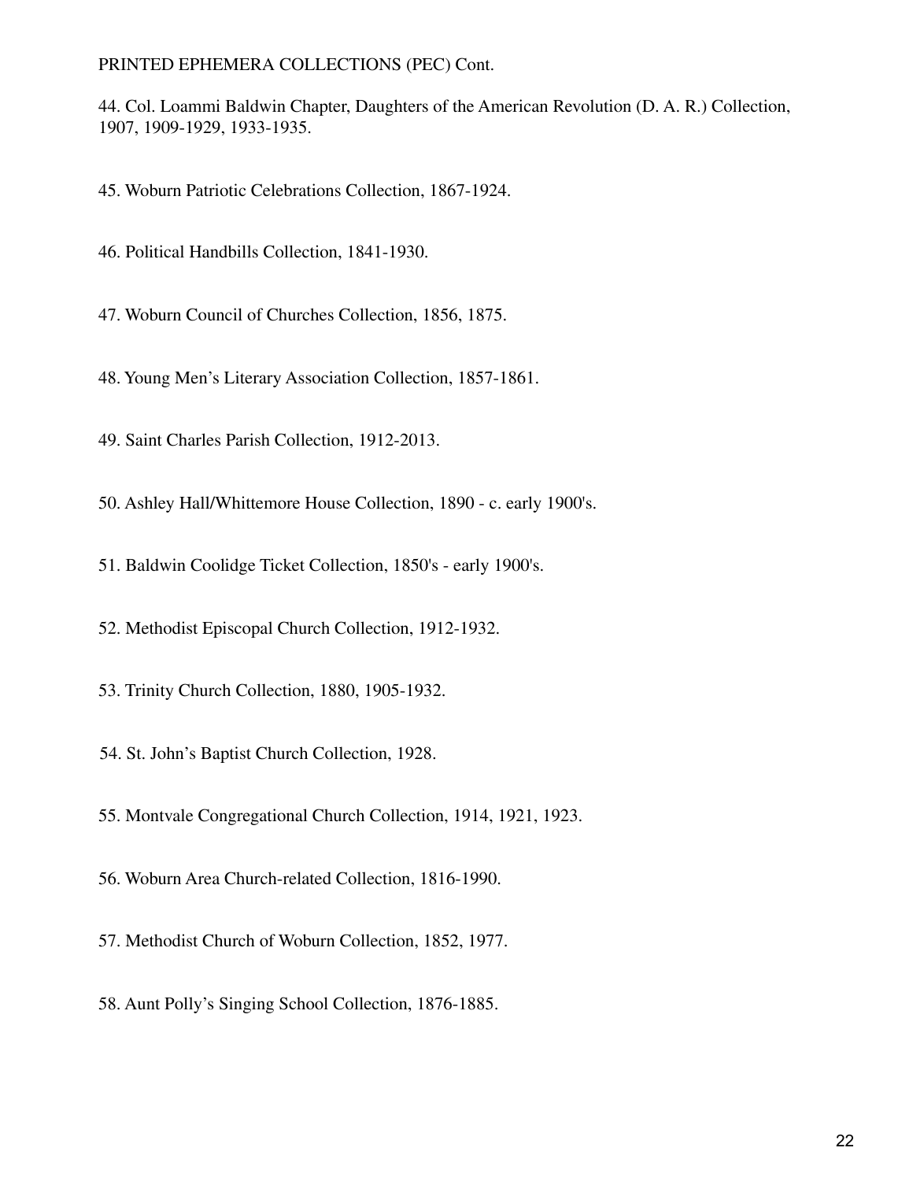PRINTED EPHEMERA COLLECTIONS (PEC) Cont.

44. Col. Loammi Baldwin Chapter, Daughters of the American Revolution (D. A. R.) Collection, 1907, 1909-1929, 1933-1935.

45. Woburn Patriotic Celebrations Collection, 1867-1924.

46. Political Handbills Collection, 1841-1930.

47. Woburn Council of Churches Collection, 1856, 1875.

48. Young Men's Literary Association Collection, 1857-1861.

49. Saint Charles Parish Collection, 1912-2013.

50. Ashley Hall/Whittemore House Collection, 1890 - c. early 1900's.

51. Baldwin Coolidge Ticket Collection, 1850's - early 1900's.

52. Methodist Episcopal Church Collection, 1912-1932.

53. Trinity Church Collection, 1880, 1905-1932.

54. St. John's Baptist Church Collection, 1928.

55. Montvale Congregational Church Collection, 1914, 1921, 1923.

56. Woburn Area Church-related Collection, 1816-1990.

57. Methodist Church of Woburn Collection, 1852, 1977.

58. Aunt Polly's Singing School Collection, 1876-1885.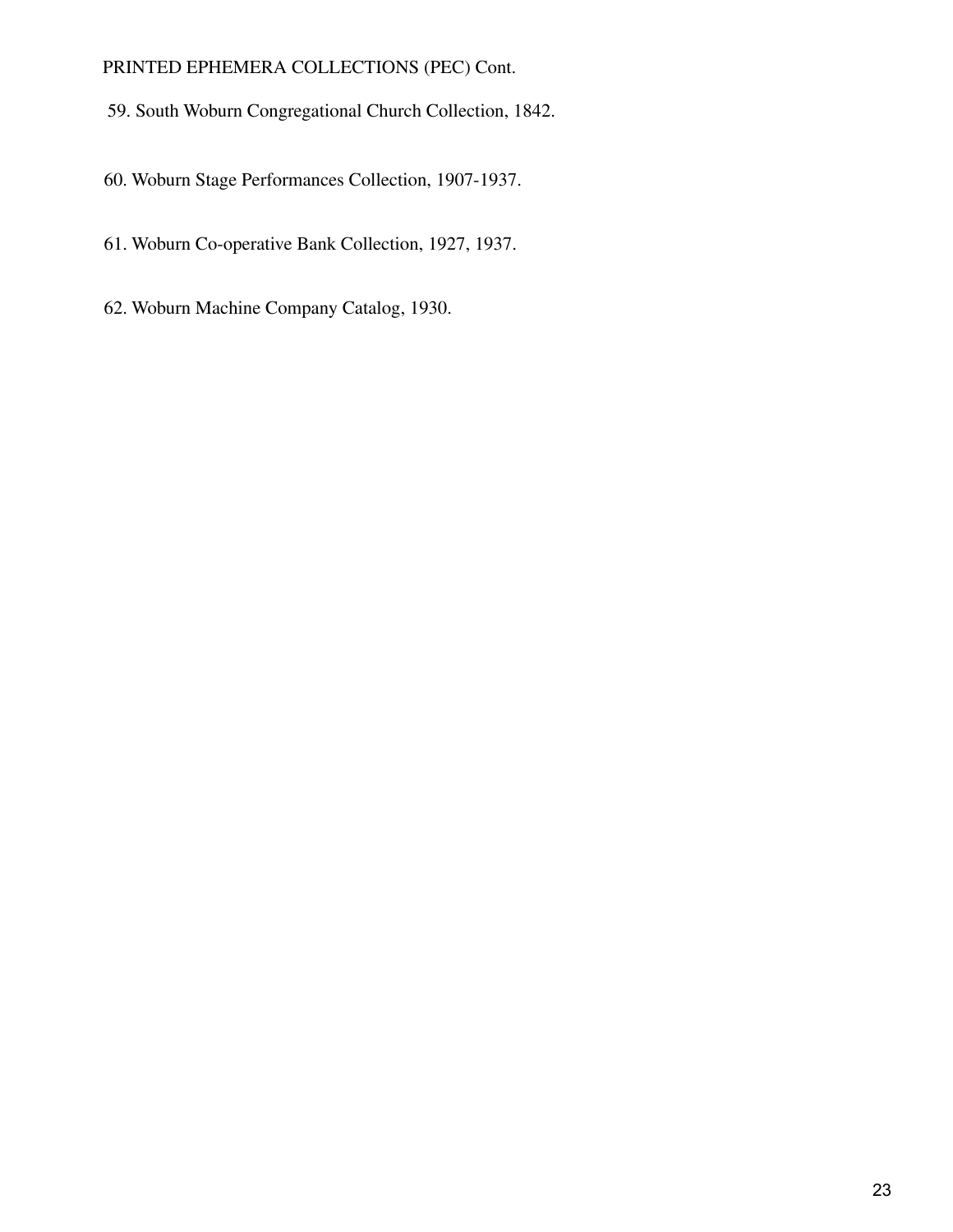PRINTED EPHEMERA COLLECTIONS (PEC) Cont.

59. South Woburn Congregational Church Collection, 1842.

60. Woburn Stage Performances Collection, 1907-1937.

61. Woburn Co-operative Bank Collection, 1927, 1937.

62. Woburn Machine Company Catalog, 1930.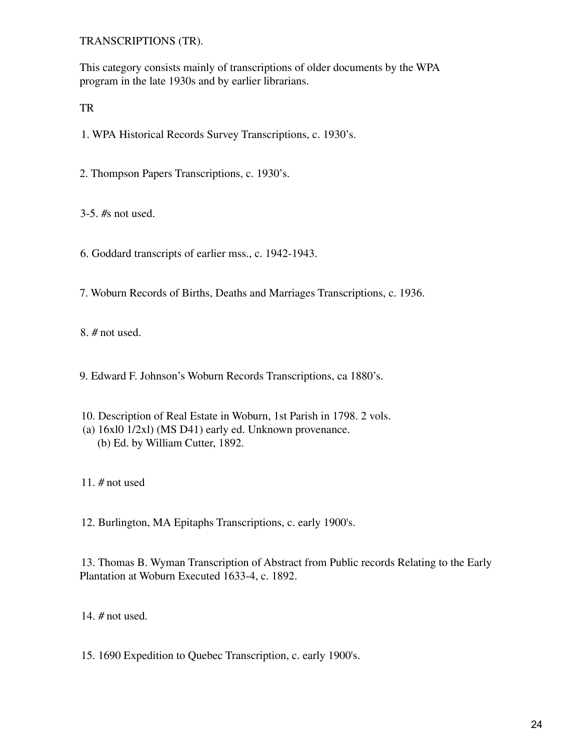TRANSCRIPTIONS (TR).

This category consists mainly of transcriptions of older documents by the WPA program in the late 1930s and by earlier librarians.

TR

1. WPA Historical Records Survey Transcriptions, c. 1930's.

2. Thompson Papers Transcriptions, c. 1930's.

3-5. #s not used.

6. Goddard transcripts of earlier mss., c. 1942-1943.

7. Woburn Records of Births, Deaths and Marriages Transcriptions, c. 1936.

8. # not used.

9. Edward F. Johnson's Woburn Records Transcriptions, ca 1880's.

10. Description of Real Estate in Woburn, 1st Parish in 1798. 2 vols.
(a) 16xl0 1/2xl) (MS D41) early ed. Unknown provenance.
(b) Ed. by William Cutter, 1892.

11. # not used

12. Burlington, MA Epitaphs Transcriptions, c. early 1900's.

13. Thomas B. Wyman Transcription of Abstract from Public records Relating to the Early Plantation at Woburn Executed 1633-4, c. 1892.

14. # not used.

15. 1690 Expedition to Quebec Transcription, c. early 1900's.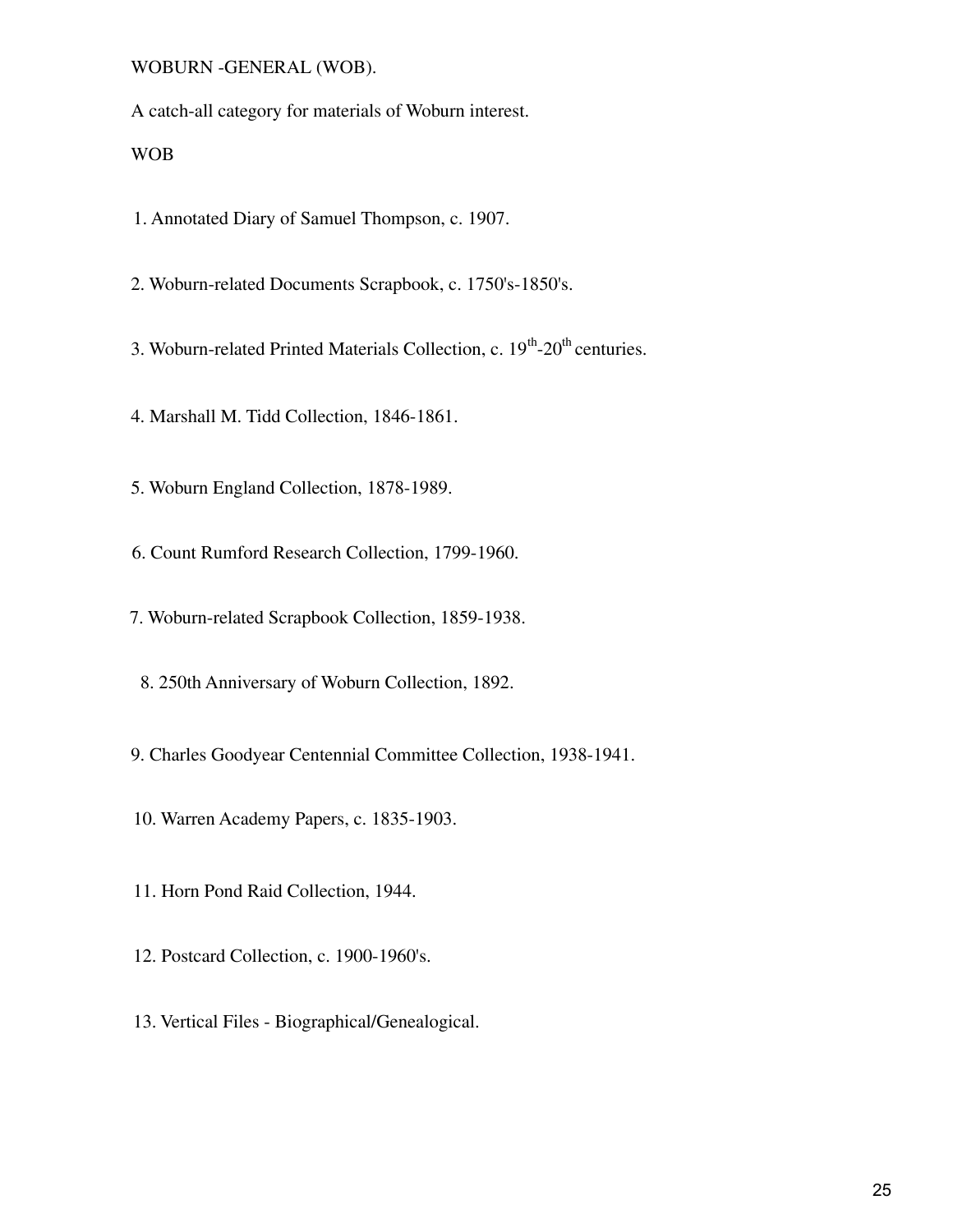WOBURN -GENERAL (WOB).

A catch-all category for materials of Woburn interest.

WOB

1. Annotated Diary of Samuel Thompson, c. 1907.

2. Woburn-related Documents Scrapbook, c. 1750's-1850's.

3. Woburn-related Printed Materials Collection, c. 19th-20th centuries.

4. Marshall M. Tidd Collection, 1846-1861.

5. Woburn England Collection, 1878-1989.

6. Count Rumford Research Collection, 1799-1960.

7. Woburn-related Scrapbook Collection, 1859-1938.

8. 250th Anniversary of Woburn Collection, 1892.

9. Charles Goodyear Centennial Committee Collection, 1938-1941.

10. Warren Academy Papers, c. 1835-1903.

11. Horn Pond Raid Collection, 1944.

12. Postcard Collection, c. 1900-1960's.

13. Vertical Files - Biographical/Genealogical.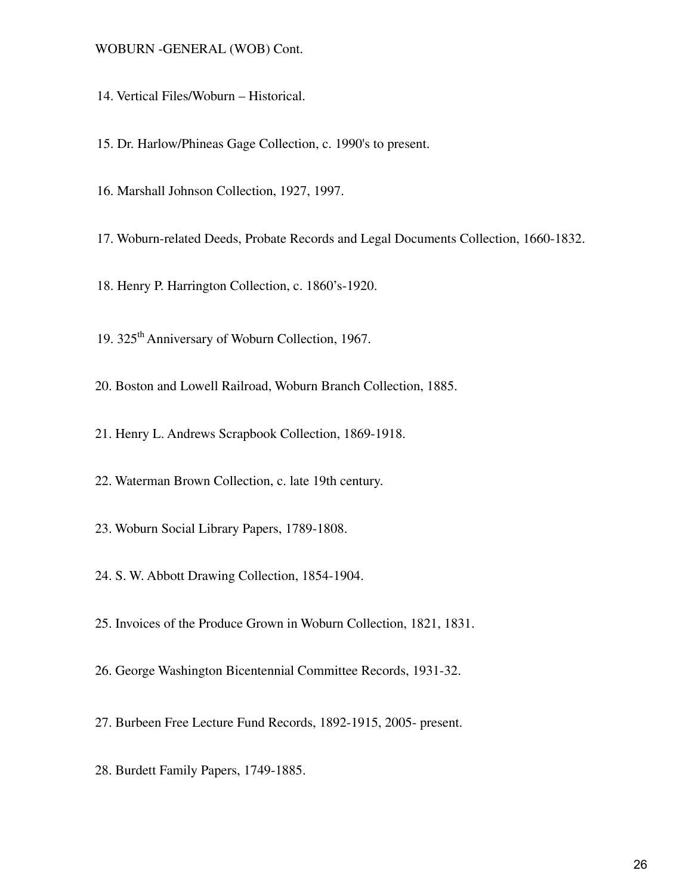WOBURN -GENERAL (WOB) Cont.

14. Vertical Files/Woburn – Historical.

15. Dr. Harlow/Phineas Gage Collection, c. 1990's to present.

16. Marshall Johnson Collection, 1927, 1997.

17. Woburn-related Deeds, Probate Records and Legal Documents Collection, 1660-1832.

18. Henry P. Harrington Collection, c. 1860's-1920.

19. 325th Anniversary of Woburn Collection, 1967.

20. Boston and Lowell Railroad, Woburn Branch Collection, 1885.

21. Henry L. Andrews Scrapbook Collection, 1869-1918.

22. Waterman Brown Collection, c. late 19th century.

23. Woburn Social Library Papers, 1789-1808.

24. S. W. Abbott Drawing Collection, 1854-1904.

25. Invoices of the Produce Grown in Woburn Collection, 1821, 1831.

26. George Washington Bicentennial Committee Records, 1931-32.

27. Burbeen Free Lecture Fund Records, 1892-1915, 2005- present.

28. Burdett Family Papers, 1749-1885.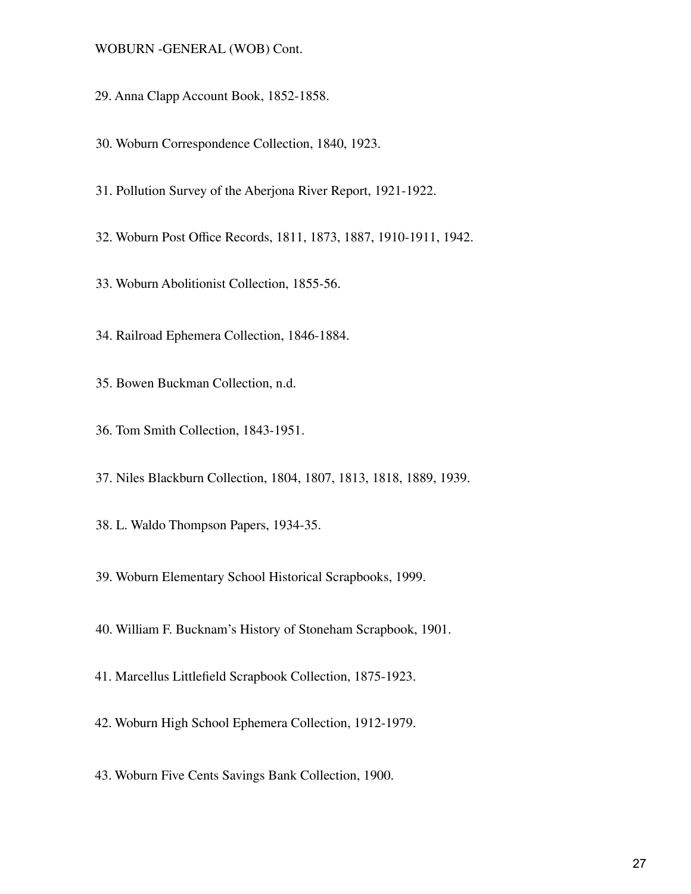WOBURN -GENERAL (WOB) Cont.

29. Anna Clapp Account Book, 1852-1858.

30. Woburn Correspondence Collection, 1840, 1923.

31. Pollution Survey of the Aberjona River Report, 1921-1922.

32. Woburn Post Office Records, 1811, 1873, 1887, 1910-1911, 1942.

33. Woburn Abolitionist Collection, 1855-56.

34. Railroad Ephemera Collection, 1846-1884.

35. Bowen Buckman Collection, n.d.

36. Tom Smith Collection, 1843-1951.

37. Niles Blackburn Collection, 1804, 1807, 1813, 1818, 1889, 1939.

38. L. Waldo Thompson Papers, 1934-35.

39. Woburn Elementary School Historical Scrapbooks, 1999.

40. William F. Bucknam's History of Stoneham Scrapbook, 1901.

41. Marcellus Littlefield Scrapbook Collection, 1875-1923.

42. Woburn High School Ephemera Collection, 1912-1979.

43. Woburn Five Cents Savings Bank Collection, 1900.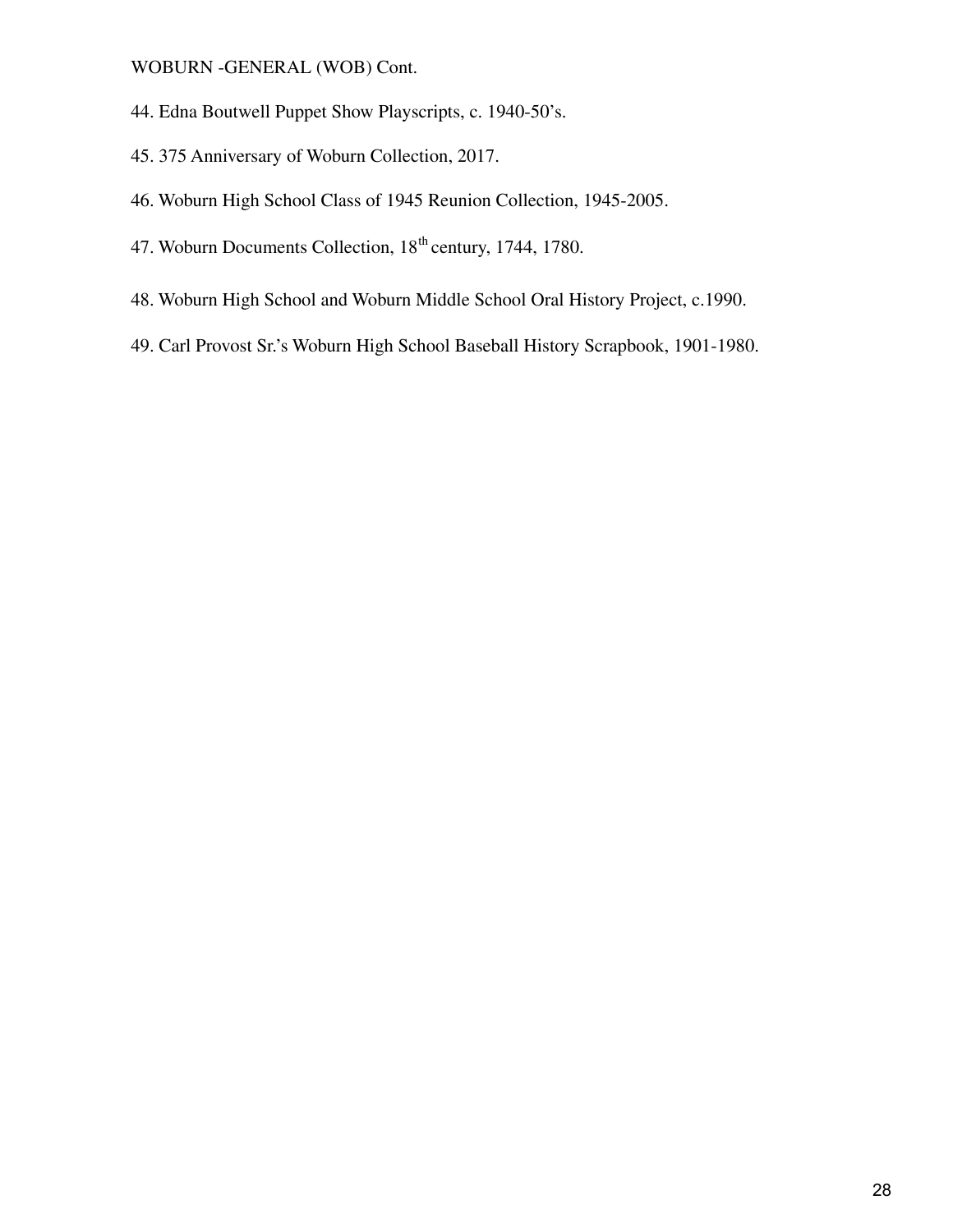WOBURN -GENERAL (WOB) Cont.

44. Edna Boutwell Puppet Show Playscripts, c. 1940-50’s.

45. 375 Anniversary of Woburn Collection, 2017.

46. Woburn High School Class of 1945 Reunion Collection, 1945-2005.

47. Woburn Documents Collection, 18th century, 1744, 1780.

48. Woburn High School and Woburn Middle School Oral History Project, c.1990.

49. Carl Provost Sr.’s Woburn High School Baseball History Scrapbook, 1901-1980.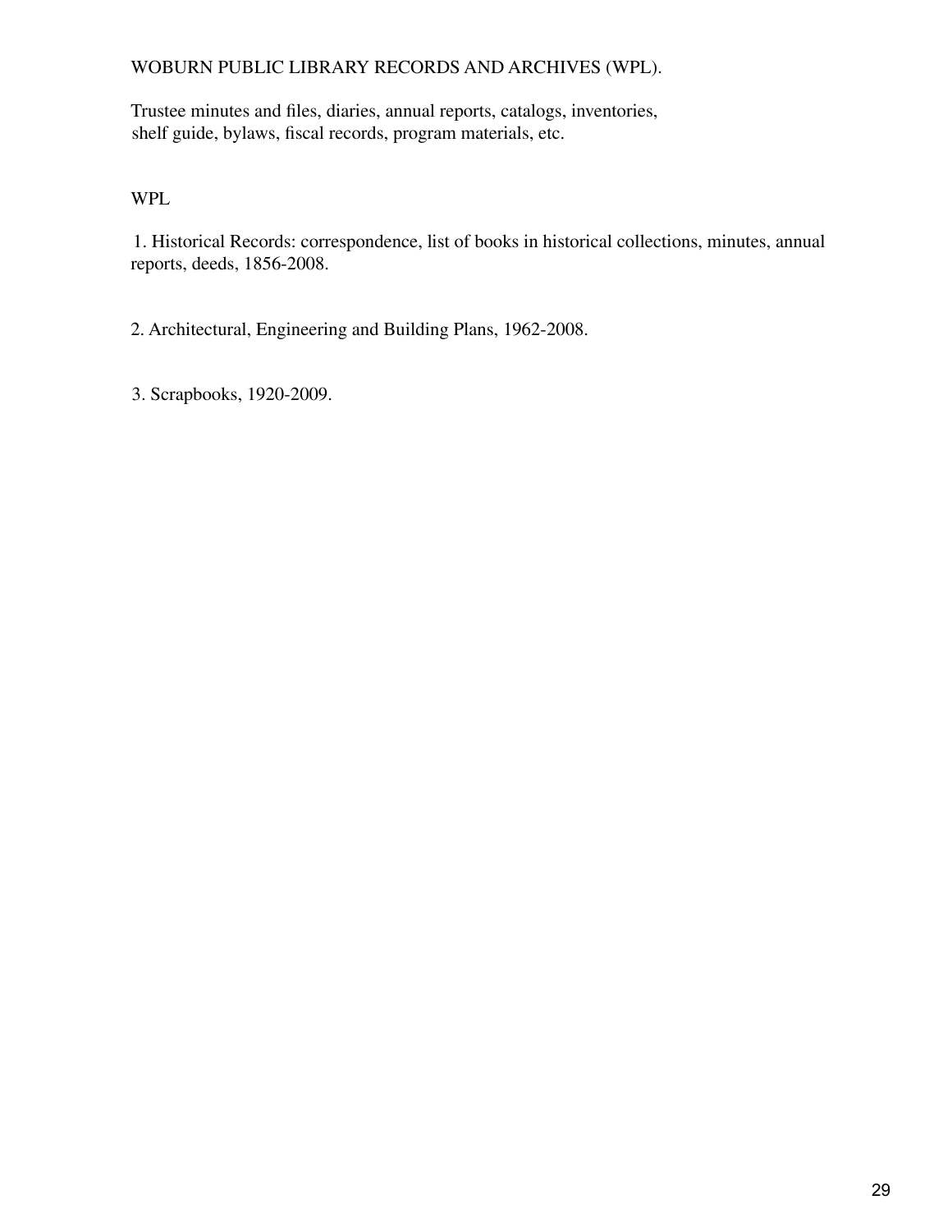WOBURN PUBLIC LIBRARY RECORDS AND ARCHIVES (WPL).

Trustee minutes and files, diaries, annual reports, catalogs, inventories, shelf guide, bylaws, fiscal records, program materials, etc.

WPL

1. Historical Records: correspondence, list of books in historical collections, minutes, annual reports, deeds, 1856-2008.

2. Architectural, Engineering and Building Plans, 1962-2008.

3. Scrapbooks, 1920-2009.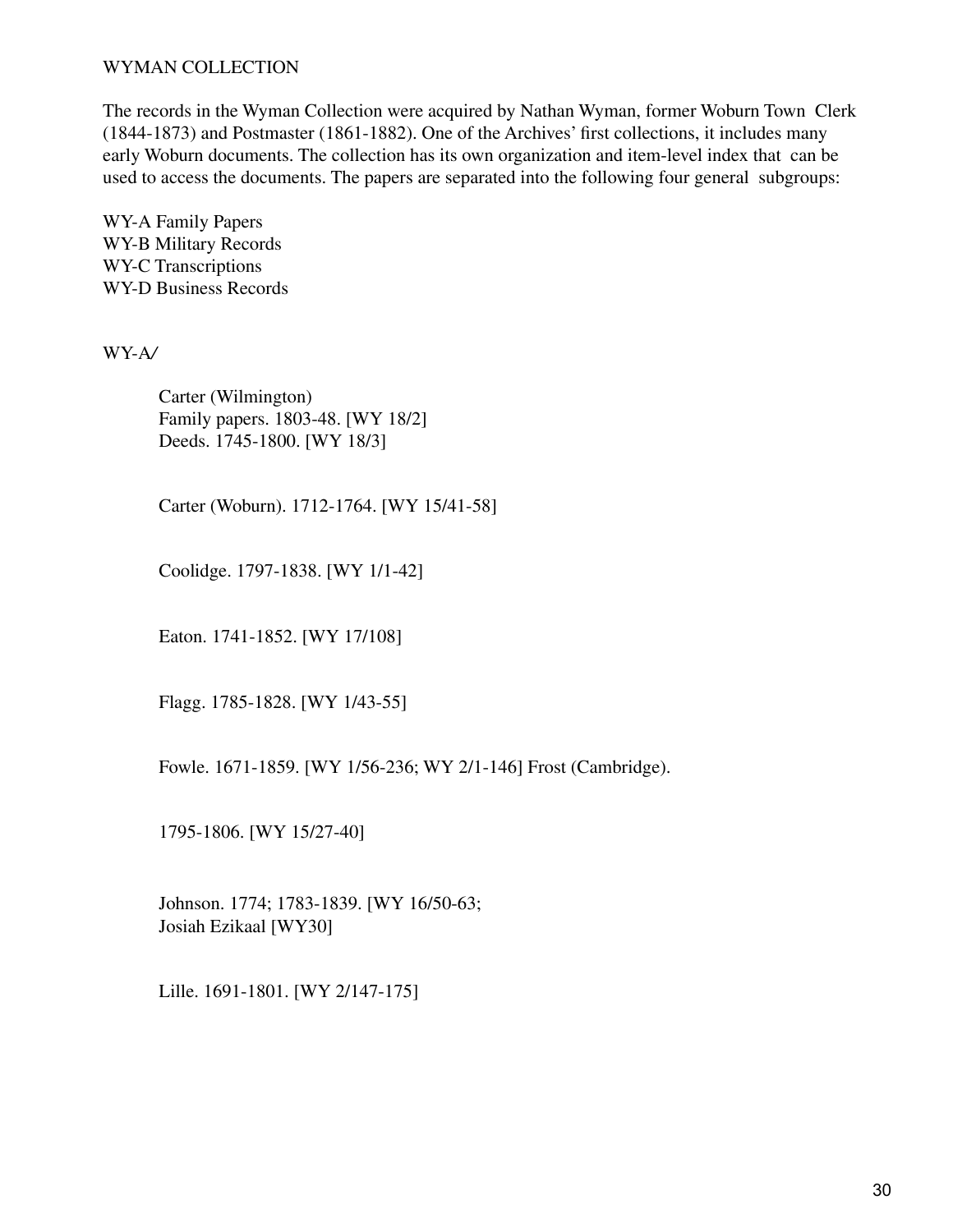WYMAN COLLECTION

The records in the Wyman Collection were acquired by Nathan Wyman, former Woburn Town Clerk (1844-1873) and Postmaster (1861-1882). One of the Archives' first collections, it includes many early Woburn documents. The collection has its own organization and item-level index that can be used to access the documents. The papers are separated into the following four general subgroups:

WY-A Family Papers
WY-B Military Records
WY-C Transcriptions
WY-D Business Records

WY-A/

Carter (Wilmington)
Family papers. 1803-48. [WY 18/2]
Deeds. 1745-1800. [WY 18/3]

Carter (Woburn). 1712-1764. [WY 15/41-58]

Coolidge. 1797-1838. [WY 1/1-42]

Eaton. 1741-1852. [WY 17/108]

Flagg. 1785-1828. [WY 1/43-55]

Fowle. 1671-1859. [WY 1/56-236; WY 2/1-146] Frost (Cambridge).

1795-1806. [WY 15/27-40]

Johnson. 1774; 1783-1839. [WY 16/50-63;
Josiah Ezikaal [WY30]

Lille. 1691-1801. [WY 2/147-175]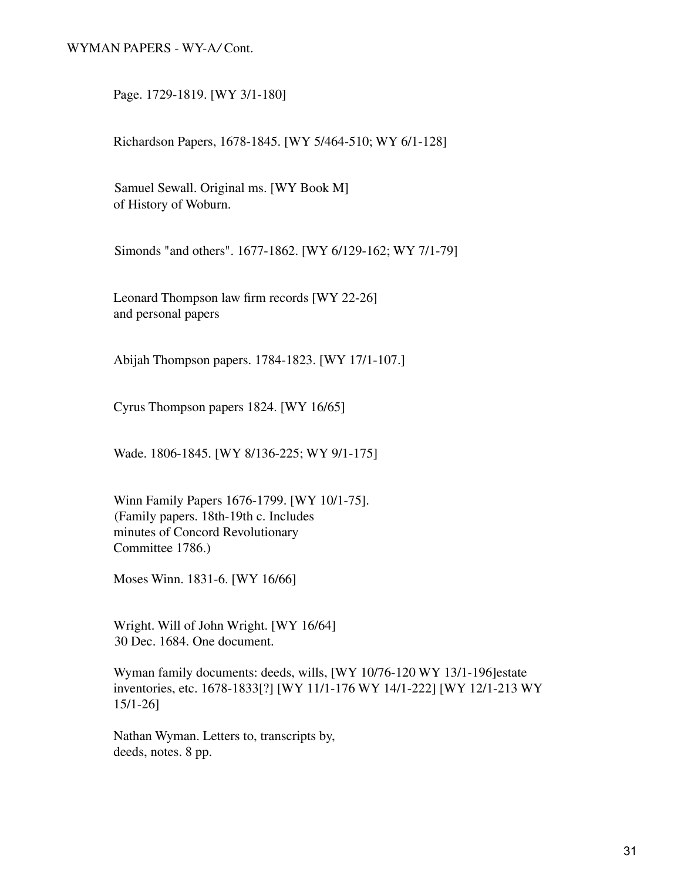Page. 1729-1819. [WY 3/1-180]

Richardson Papers, 1678-1845. [WY 5/464-510; WY 6/1-128]

Samuel Sewall. Original ms. [WY Book M]
of History of Woburn.

Simonds "and others". 1677-1862. [WY 6/129-162; WY 7/1-79]

Leonard Thompson law firm records [WY 22-26]
and personal papers

Abijah Thompson papers. 1784-1823. [WY 17/1-107.]

Cyrus Thompson papers 1824. [WY 16/65]

Wade. 1806-1845. [WY 8/136-225; WY 9/1-175]

Winn Family Papers 1676-1799. [WY 10/1-75].
(Family papers. 18th-19th c. Includes
minutes of Concord Revolutionary
Committee 1786.)

Moses Winn. 1831-6. [WY 16/66]

Wright. Will of John Wright. [WY 16/64]
30 Dec. 1684. One document.

Wyman family documents: deeds, wills, [WY 10/76-120 WY 13/1-196]estate
inventories, etc. 1678-1833[?] [WY 11/1-176 WY 14/1-222] [WY 12/1-213 WY
15/1-26]

Nathan Wyman. Letters to, transcripts by,
deeds, notes. 8 pp.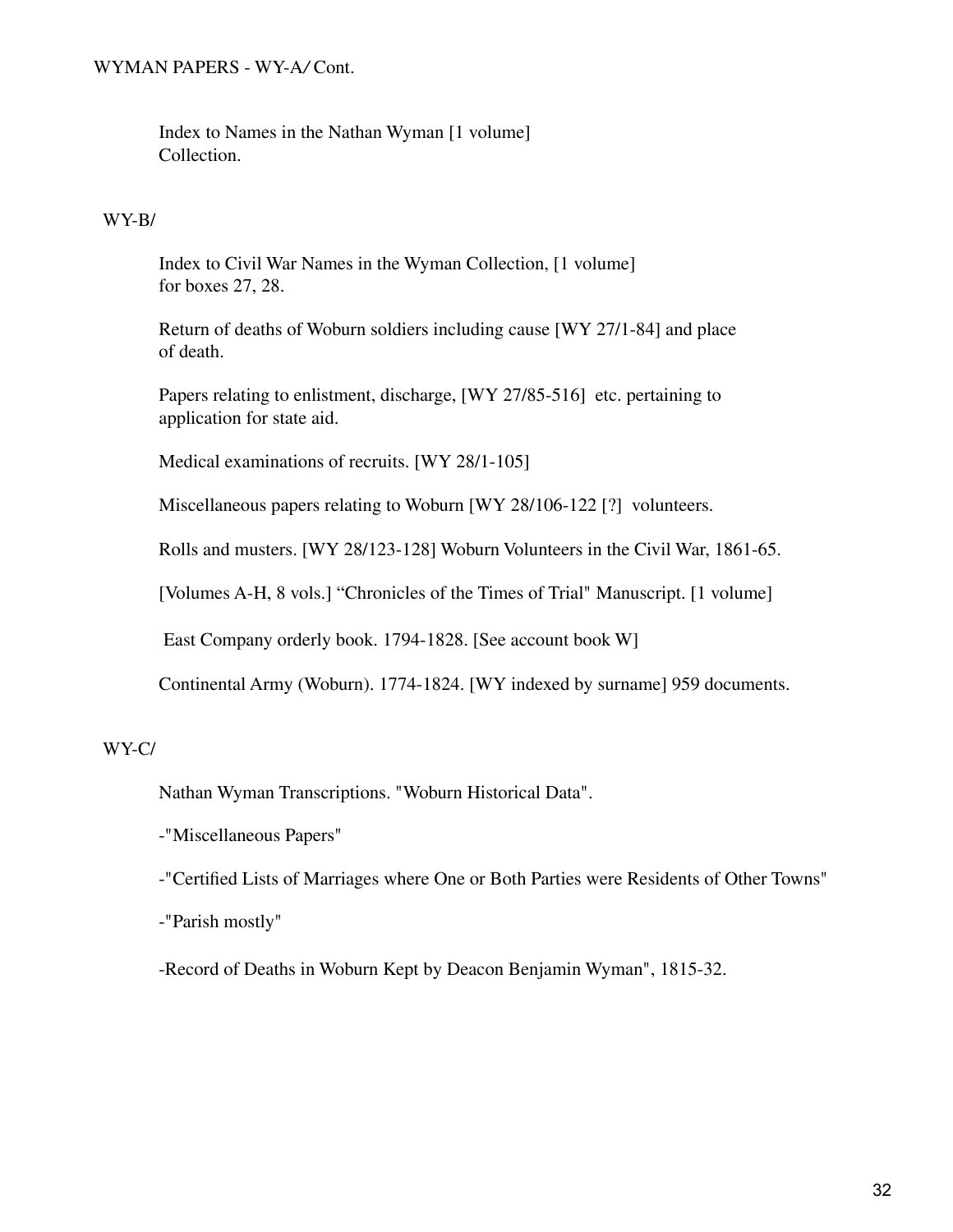WYMAN PAPERS - WY-A/ Cont.

Index to Names in the Nathan Wyman [1 volume]
Collection.

WY-B/

Index to Civil War Names in the Wyman Collection, [1 volume]
for boxes 27, 28.

Return of deaths of Woburn soldiers including cause [WY 27/1-84] and place of death.

Papers relating to enlistment, discharge, [WY 27/85-516] etc. pertaining to application for state aid.

Medical examinations of recruits. [WY 28/1-105]

Miscellaneous papers relating to Woburn [WY 28/106-122 [?] volunteers.

Rolls and musters. [WY 28/123-128] Woburn Volunteers in the Civil War, 1861-65.

[Volumes A-H, 8 vols.] “Chronicles of the Times of Trial" Manuscript. [1 volume]

East Company orderly book. 1794-1828. [See account book W]

Continental Army (Woburn). 1774-1824. [WY indexed by surname] 959 documents.

WY-C/

Nathan Wyman Transcriptions. "Woburn Historical Data".

-"Miscellaneous Papers"

-"Certified Lists of Marriages where One or Both Parties were Residents of Other Towns"

-"Parish mostly"

-Record of Deaths in Woburn Kept by Deacon Benjamin Wyman", 1815-32.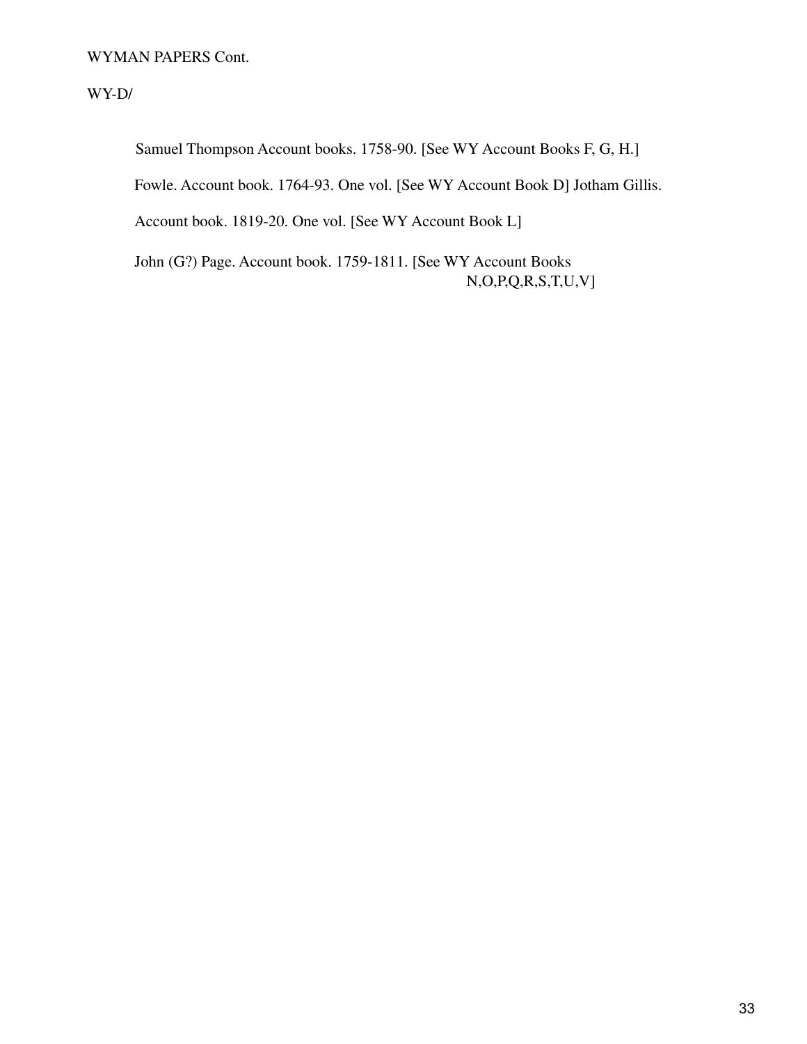WYMAN PAPERS Cont.

WY-D/

Samuel Thompson Account books. 1758-90. [See WY Account Books F, G, H.]

Fowle. Account book. 1764-93. One vol. [See WY Account Book D] Jotham Gillis.

Account book. 1819-20. One vol. [See WY Account Book L]

John (G?) Page. Account book. 1759-1811. [See WY Account Books N,O,P,Q,R,S,T,U,V]